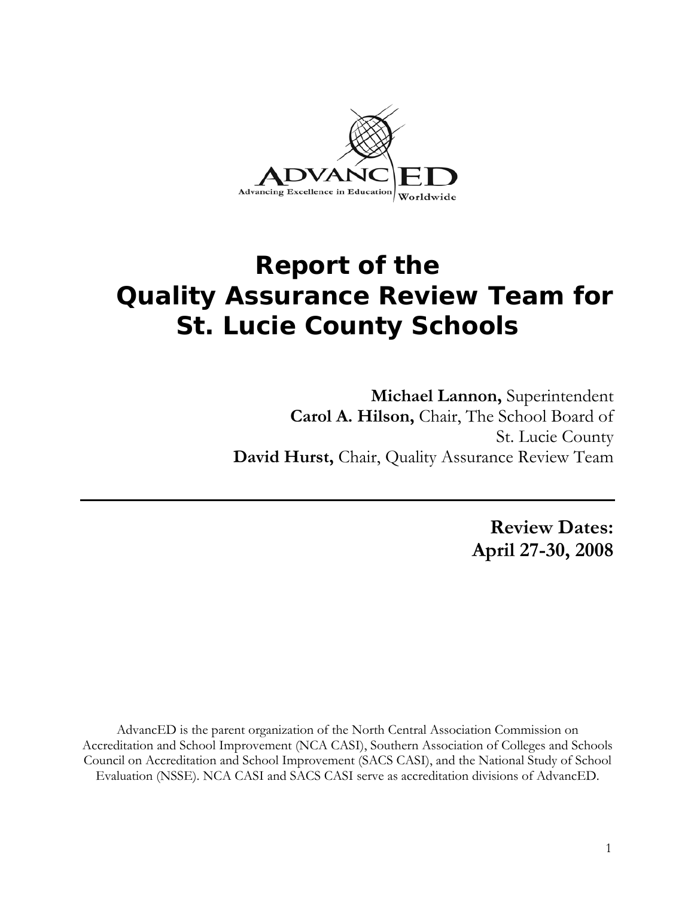AdvancED
Advancing Excellence in Education Worldwide

# Report of the Quality Assurance Review Team for St. Lucie County Schools

**Michael Lannon,** Superintendent
**Carol A. Hilson,** Chair, The School Board of St. Lucie County
**David Hurst,** Chair, Quality Assurance Review Team

---

**Review Dates:**
**April 27-30, 2008**

AdvancED is the parent organization of the North Central Association Commission on Accreditation and School Improvement (NCA CASI), Southern Association of Colleges and Schools Council on Accreditation and School Improvement (SACS CASI), and the National Study of School Evaluation (NSSE). NCA CASI and SACS CASI serve as accreditation divisions of AdvancED.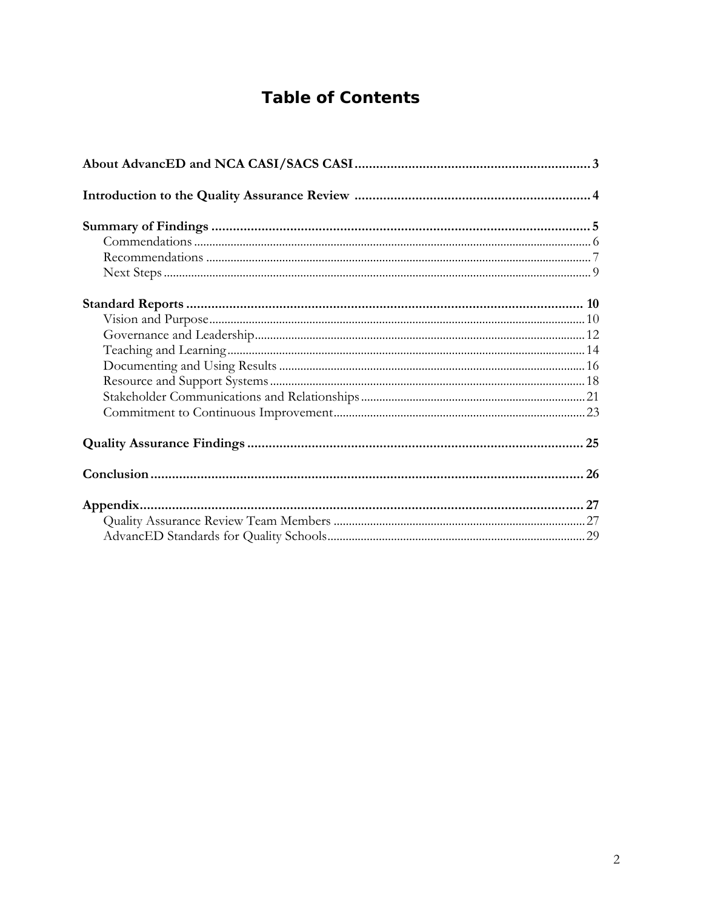# Table of Contents

**About AdvancED and NCA CASI/SACS CASI** .......... 3

**Introduction to the Quality Assurance Review** .......... 4

**Summary of Findings** .......... 5
- Commendations .......... 6
- Recommendations .......... 7
- Next Steps .......... 9

**Standard Reports** .......... 10
- Vision and Purpose .......... 10
- Governance and Leadership .......... 12
- Teaching and Learning .......... 14
- Documenting and Using Results .......... 16
- Resource and Support Systems .......... 18
- Stakeholder Communications and Relationships .......... 21
- Commitment to Continuous Improvement .......... 23

**Quality Assurance Findings** .......... 25

**Conclusion** .......... 26

**Appendix** .......... 27
- Quality Assurance Review Team Members .......... 27
- AdvancED Standards for Quality Schools .......... 29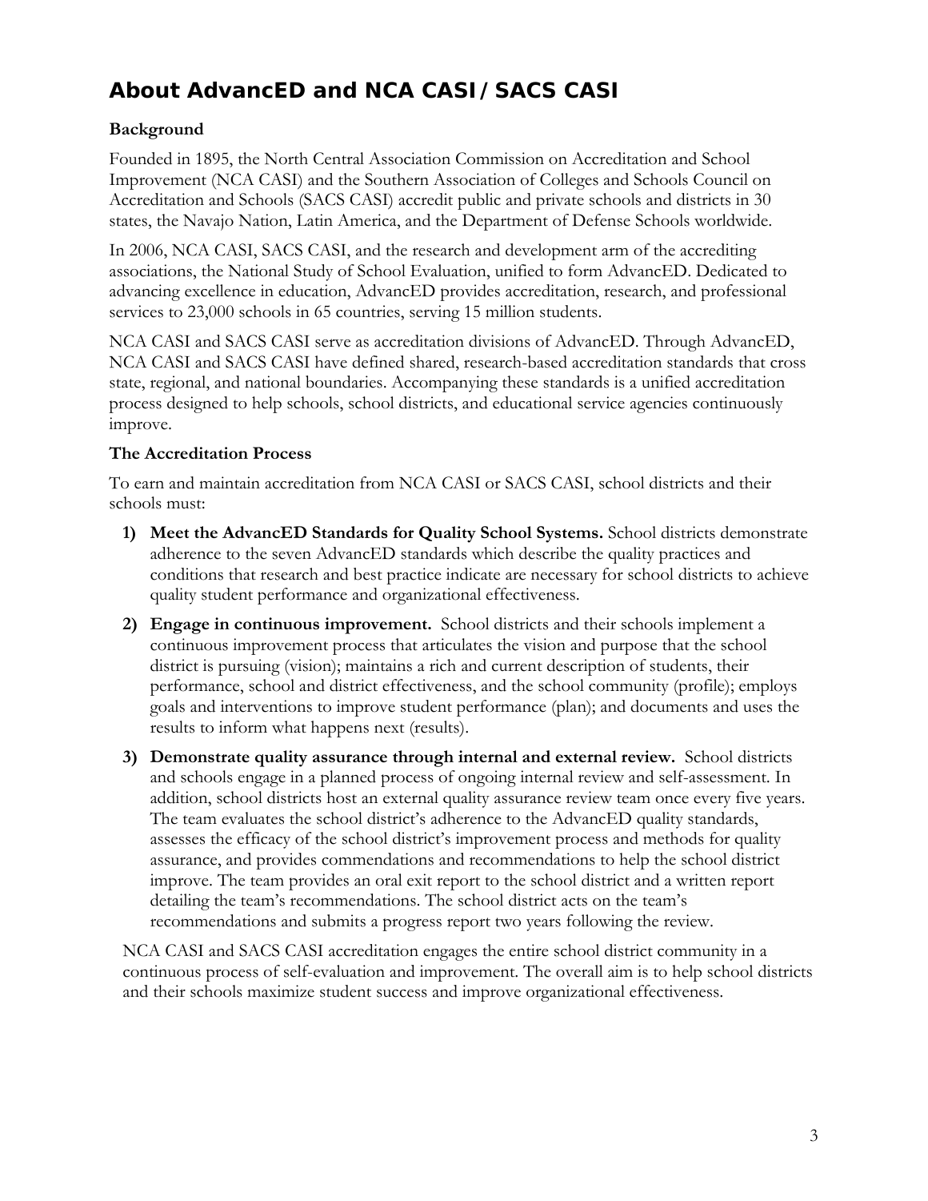# About AdvancED and NCA CASI / SACS CASI

**Background**

Founded in 1895, the North Central Association Commission on Accreditation and School Improvement (NCA CASI) and the Southern Association of Colleges and Schools Council on Accreditation and Schools (SACS CASI) accredit public and private schools and districts in 30 states, the Navajo Nation, Latin America, and the Department of Defense Schools worldwide.

In 2006, NCA CASI, SACS CASI, and the research and development arm of the accrediting associations, the National Study of School Evaluation, unified to form AdvancED. Dedicated to advancing excellence in education, AdvancED provides accreditation, research, and professional services to 23,000 schools in 65 countries, serving 15 million students.

NCA CASI and SACS CASI serve as accreditation divisions of AdvancED. Through AdvancED, NCA CASI and SACS CASI have defined shared, research-based accreditation standards that cross state, regional, and national boundaries. Accompanying these standards is a unified accreditation process designed to help schools, school districts, and educational service agencies continuously improve.

**The Accreditation Process**

To earn and maintain accreditation from NCA CASI or SACS CASI, school districts and their schools must:

1) **Meet the AdvancED Standards for Quality School Systems.** School districts demonstrate adherence to the seven AdvancED standards which describe the quality practices and conditions that research and best practice indicate are necessary for school districts to achieve quality student performance and organizational effectiveness.
2) **Engage in continuous improvement.** School districts and their schools implement a continuous improvement process that articulates the vision and purpose that the school district is pursuing (vision); maintains a rich and current description of students, their performance, school and district effectiveness, and the school community (profile); employs goals and interventions to improve student performance (plan); and documents and uses the results to inform what happens next (results).
3) **Demonstrate quality assurance through internal and external review.** School districts and schools engage in a planned process of ongoing internal review and self-assessment. In addition, school districts host an external quality assurance review team once every five years. The team evaluates the school district's adherence to the AdvancED quality standards, assesses the efficacy of the school district's improvement process and methods for quality assurance, and provides commendations and recommendations to help the school district improve. The team provides an oral exit report to the school district and a written report detailing the team's recommendations. The school district acts on the team's recommendations and submits a progress report two years following the review.

NCA CASI and SACS CASI accreditation engages the entire school district community in a continuous process of self-evaluation and improvement. The overall aim is to help school districts and their schools maximize student success and improve organizational effectiveness.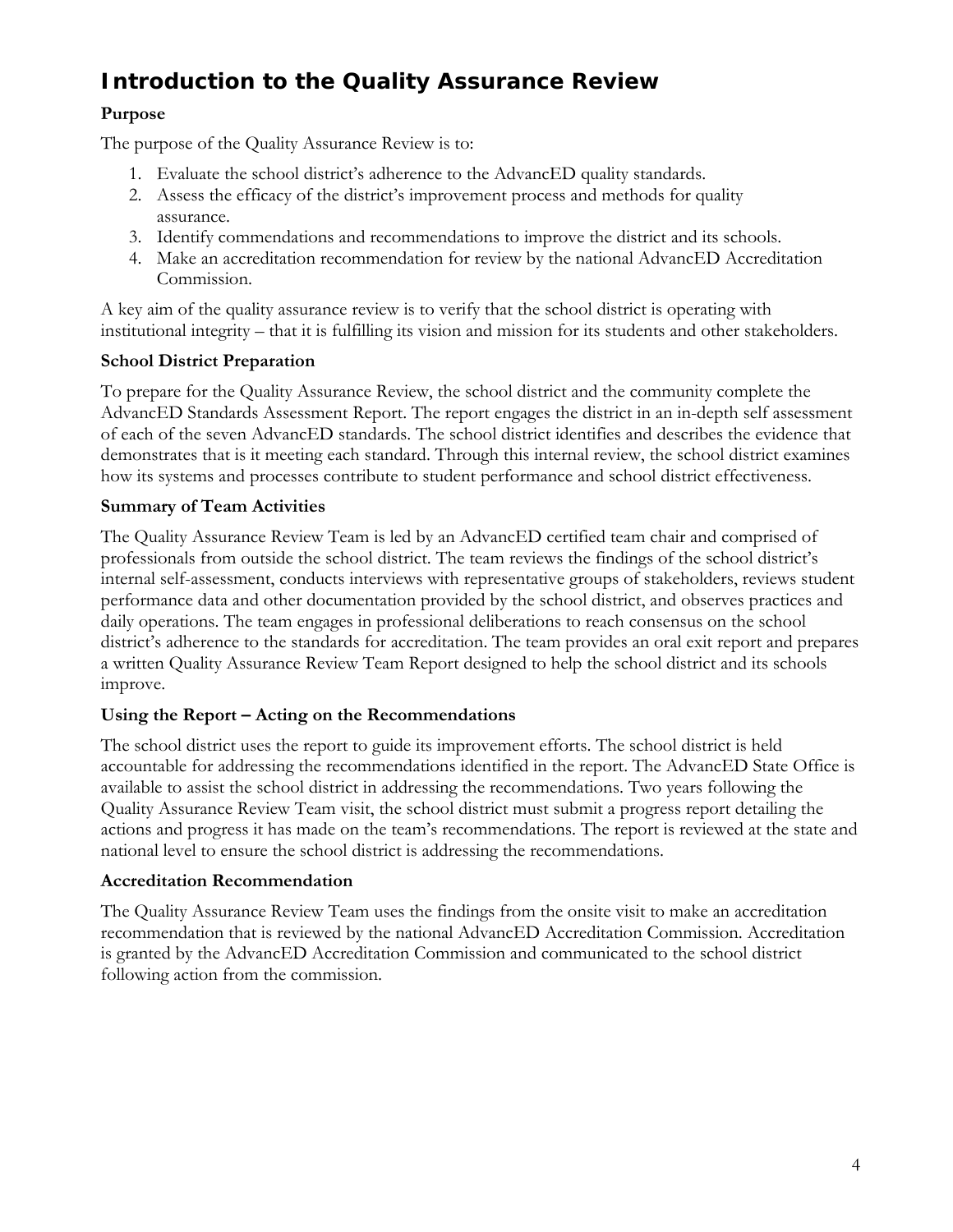# Introduction to the Quality Assurance Review

**Purpose**

The purpose of the Quality Assurance Review is to:

1. Evaluate the school district's adherence to the AdvancED quality standards.
2. Assess the efficacy of the district's improvement process and methods for quality assurance.
3. Identify commendations and recommendations to improve the district and its schools.
4. Make an accreditation recommendation for review by the national AdvancED Accreditation Commission.

A key aim of the quality assurance review is to verify that the school district is operating with institutional integrity – that it is fulfilling its vision and mission for its students and other stakeholders.

**School District Preparation**

To prepare for the Quality Assurance Review, the school district and the community complete the AdvancED Standards Assessment Report. The report engages the district in an in-depth self assessment of each of the seven AdvancED standards. The school district identifies and describes the evidence that demonstrates that is it meeting each standard. Through this internal review, the school district examines how its systems and processes contribute to student performance and school district effectiveness.

**Summary of Team Activities**

The Quality Assurance Review Team is led by an AdvancED certified team chair and comprised of professionals from outside the school district. The team reviews the findings of the school district's internal self-assessment, conducts interviews with representative groups of stakeholders, reviews student performance data and other documentation provided by the school district, and observes practices and daily operations. The team engages in professional deliberations to reach consensus on the school district's adherence to the standards for accreditation. The team provides an oral exit report and prepares a written Quality Assurance Review Team Report designed to help the school district and its schools improve.

**Using the Report – Acting on the Recommendations**

The school district uses the report to guide its improvement efforts. The school district is held accountable for addressing the recommendations identified in the report. The AdvancED State Office is available to assist the school district in addressing the recommendations. Two years following the Quality Assurance Review Team visit, the school district must submit a progress report detailing the actions and progress it has made on the team's recommendations. The report is reviewed at the state and national level to ensure the school district is addressing the recommendations.

**Accreditation Recommendation**

The Quality Assurance Review Team uses the findings from the onsite visit to make an accreditation recommendation that is reviewed by the national AdvancED Accreditation Commission. Accreditation is granted by the AdvancED Accreditation Commission and communicated to the school district following action from the commission.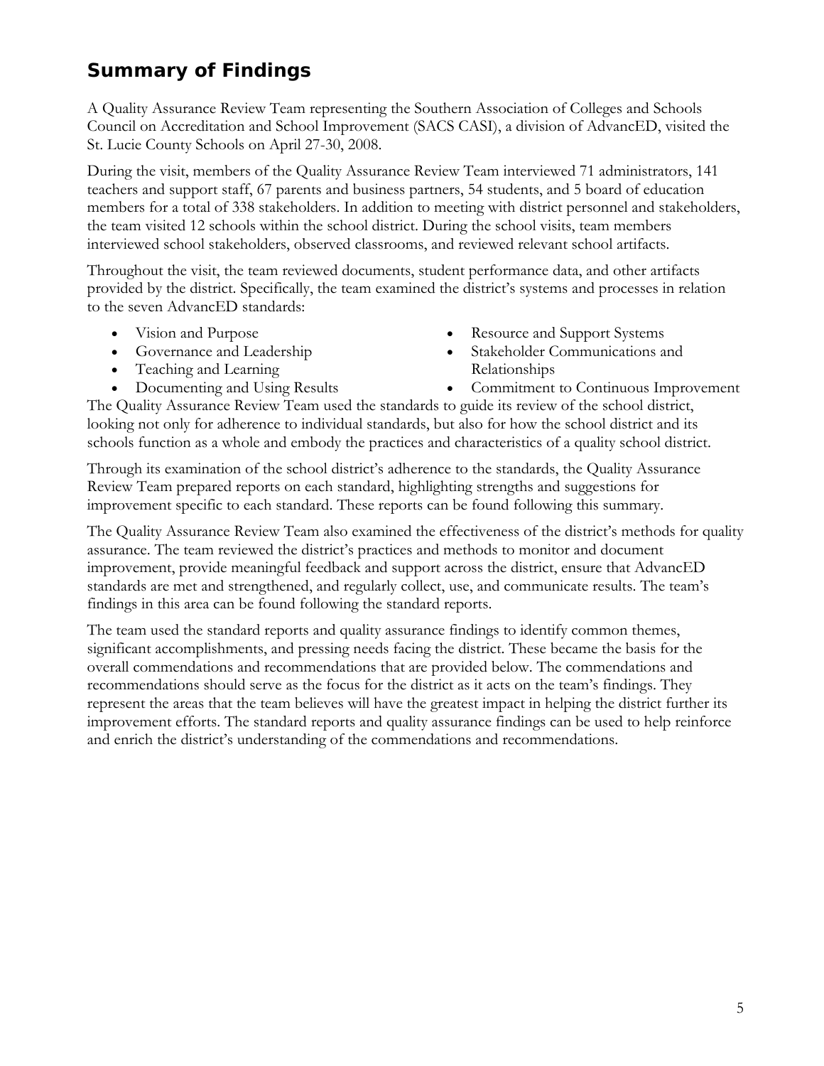## Summary of Findings

A Quality Assurance Review Team representing the Southern Association of Colleges and Schools Council on Accreditation and School Improvement (SACS CASI), a division of AdvancED, visited the St. Lucie County Schools on April 27-30, 2008.

During the visit, members of the Quality Assurance Review Team interviewed 71 administrators, 141 teachers and support staff, 67 parents and business partners, 54 students, and 5 board of education members for a total of 338 stakeholders. In addition to meeting with district personnel and stakeholders, the team visited 12 schools within the school district. During the school visits, team members interviewed school stakeholders, observed classrooms, and reviewed relevant school artifacts.

Throughout the visit, the team reviewed documents, student performance data, and other artifacts provided by the district. Specifically, the team examined the district's systems and processes in relation to the seven AdvancED standards:

- Vision and Purpose
- Governance and Leadership
- Teaching and Learning
- Documenting and Using Results
- Resource and Support Systems
- Stakeholder Communications and Relationships
- Commitment to Continuous Improvement

The Quality Assurance Review Team used the standards to guide its review of the school district, looking not only for adherence to individual standards, but also for how the school district and its schools function as a whole and embody the practices and characteristics of a quality school district.

Through its examination of the school district's adherence to the standards, the Quality Assurance Review Team prepared reports on each standard, highlighting strengths and suggestions for improvement specific to each standard. These reports can be found following this summary.

The Quality Assurance Review Team also examined the effectiveness of the district's methods for quality assurance. The team reviewed the district's practices and methods to monitor and document improvement, provide meaningful feedback and support across the district, ensure that AdvancED standards are met and strengthened, and regularly collect, use, and communicate results. The team's findings in this area can be found following the standard reports.

The team used the standard reports and quality assurance findings to identify common themes, significant accomplishments, and pressing needs facing the district. These became the basis for the overall commendations and recommendations that are provided below. The commendations and recommendations should serve as the focus for the district as it acts on the team's findings. They represent the areas that the team believes will have the greatest impact in helping the district further its improvement efforts. The standard reports and quality assurance findings can be used to help reinforce and enrich the district's understanding of the commendations and recommendations.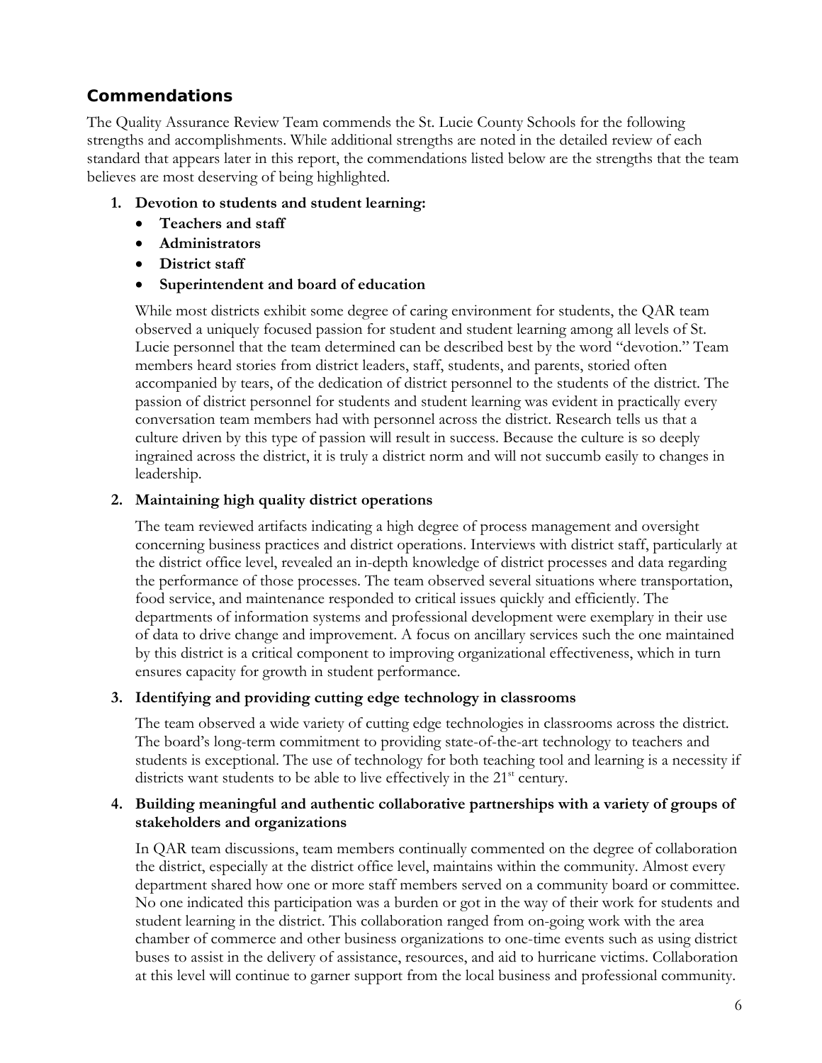## Commendations

The Quality Assurance Review Team commends the St. Lucie County Schools for the following strengths and accomplishments. While additional strengths are noted in the detailed review of each standard that appears later in this report, the commendations listed below are the strengths that the team believes are most deserving of being highlighted.

1. **Devotion to students and student learning:**
   - **Teachers and staff**
   - **Administrators**
   - **District staff**
   - **Superintendent and board of education**

   While most districts exhibit some degree of caring environment for students, the QAR team observed a uniquely focused passion for student and student learning among all levels of St. Lucie personnel that the team determined can be described best by the word "devotion." Team members heard stories from district leaders, staff, students, and parents, storied often accompanied by tears, of the dedication of district personnel to the students of the district. The passion of district personnel for students and student learning was evident in practically every conversation team members had with personnel across the district. Research tells us that a culture driven by this type of passion will result in success. Because the culture is so deeply ingrained across the district, it is truly a district norm and will not succumb easily to changes in leadership.

2. **Maintaining high quality district operations**

   The team reviewed artifacts indicating a high degree of process management and oversight concerning business practices and district operations. Interviews with district staff, particularly at the district office level, revealed an in-depth knowledge of district processes and data regarding the performance of those processes. The team observed several situations where transportation, food service, and maintenance responded to critical issues quickly and efficiently. The departments of information systems and professional development were exemplary in their use of data to drive change and improvement. A focus on ancillary services such the one maintained by this district is a critical component to improving organizational effectiveness, which in turn ensures capacity for growth in student performance.

3. **Identifying and providing cutting edge technology in classrooms**

   The team observed a wide variety of cutting edge technologies in classrooms across the district. The board's long-term commitment to providing state-of-the-art technology to teachers and students is exceptional. The use of technology for both teaching tool and learning is a necessity if districts want students to be able to live effectively in the 21st century.

4. **Building meaningful and authentic collaborative partnerships with a variety of groups of stakeholders and organizations**

   In QAR team discussions, team members continually commented on the degree of collaboration the district, especially at the district office level, maintains within the community. Almost every department shared how one or more staff members served on a community board or committee. No one indicated this participation was a burden or got in the way of their work for students and student learning in the district. This collaboration ranged from on-going work with the area chamber of commerce and other business organizations to one-time events such as using district buses to assist in the delivery of assistance, resources, and aid to hurricane victims. Collaboration at this level will continue to garner support from the local business and professional community.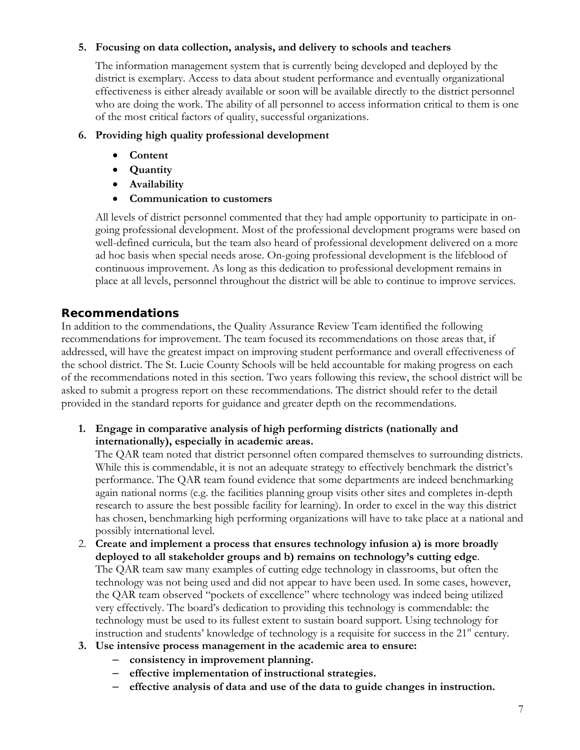5. **Focusing on data collection, analysis, and delivery to schools and teachers**

   The information management system that is currently being developed and deployed by the district is exemplary. Access to data about student performance and eventually organizational effectiveness is either already available or soon will be available directly to the district personnel who are doing the work. The ability of all personnel to access information critical to them is one of the most critical factors of quality, successful organizations.

6. **Providing high quality professional development**

   - **Content**
   - **Quantity**
   - **Availability**
   - **Communication to customers**

   All levels of district personnel commented that they had ample opportunity to participate in on-going professional development. Most of the professional development programs were based on well-defined curricula, but the team also heard of professional development delivered on a more ad hoc basis when special needs arose. On-going professional development is the lifeblood of continuous improvement. As long as this dedication to professional development remains in place at all levels, personnel throughout the district will be able to continue to improve services.

## Recommendations

In addition to the commendations, the Quality Assurance Review Team identified the following recommendations for improvement. The team focused its recommendations on those areas that, if addressed, will have the greatest impact on improving student performance and overall effectiveness of the school district. The St. Lucie County Schools will be held accountable for making progress on each of the recommendations noted in this section. Two years following this review, the school district will be asked to submit a progress report on these recommendations. The district should refer to the detail provided in the standard reports for guidance and greater depth on the recommendations.

1. **Engage in comparative analysis of high performing districts (nationally and internationally), especially in academic areas.**
   The QAR team noted that district personnel often compared themselves to surrounding districts. While this is commendable, it is not an adequate strategy to effectively benchmark the district's performance. The QAR team found evidence that some departments are indeed benchmarking again national norms (e.g. the facilities planning group visits other sites and completes in-depth research to assure the best possible facility for learning). In order to excel in the way this district has chosen, benchmarking high performing organizations will have to take place at a national and possibly international level.
2. **Create and implement a process that ensures technology infusion a) is more broadly deployed to all stakeholder groups and b) remains on technology's cutting edge**.
   The QAR team saw many examples of cutting edge technology in classrooms, but often the technology was not being used and did not appear to have been used. In some cases, however, the QAR team observed "pockets of excellence" where technology was indeed being utilized very effectively. The board's dedication to providing this technology is commendable: the technology must be used to its fullest extent to sustain board support. Using technology for instruction and students' knowledge of technology is a requisite for success in the 21st century.
3. **Use intensive process management in the academic area to ensure:**
   - **consistency in improvement planning.**
   - **effective implementation of instructional strategies.**
   - **effective analysis of data and use of the data to guide changes in instruction.**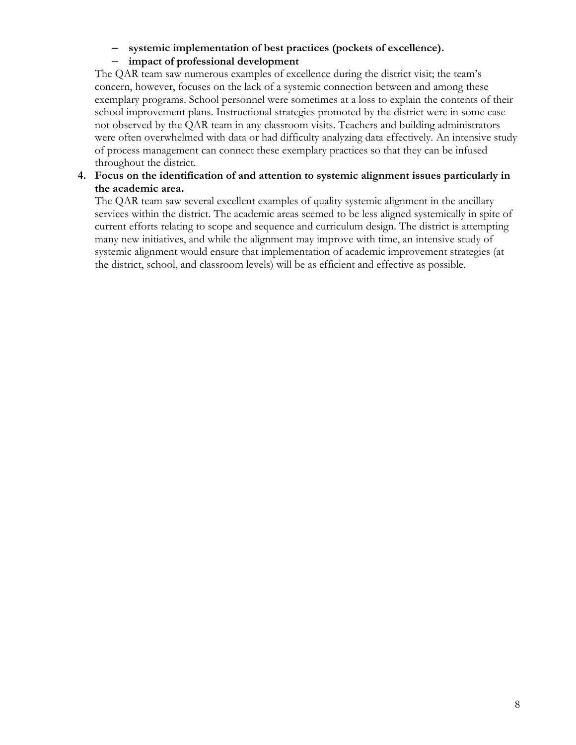- **systemic implementation of best practices (pockets of excellence).**
   - **impact of professional development**

   The QAR team saw numerous examples of excellence during the district visit; the team's concern, however, focuses on the lack of a systemic connection between and among these exemplary programs. School personnel were sometimes at a loss to explain the contents of their school improvement plans. Instructional strategies promoted by the district were in some case not observed by the QAR team in any classroom visits. Teachers and building administrators were often overwhelmed with data or had difficulty analyzing data effectively. An intensive study of process management can connect these exemplary practices so that they can be infused throughout the district.

4. **Focus on the identification of and attention to systemic alignment issues particularly in the academic area.**

   The QAR team saw several excellent examples of quality systemic alignment in the ancillary services within the district. The academic areas seemed to be less aligned systemically in spite of current efforts relating to scope and sequence and curriculum design. The district is attempting many new initiatives, and while the alignment may improve with time, an intensive study of systemic alignment would ensure that implementation of academic improvement strategies (at the district, school, and classroom levels) will be as efficient and effective as possible.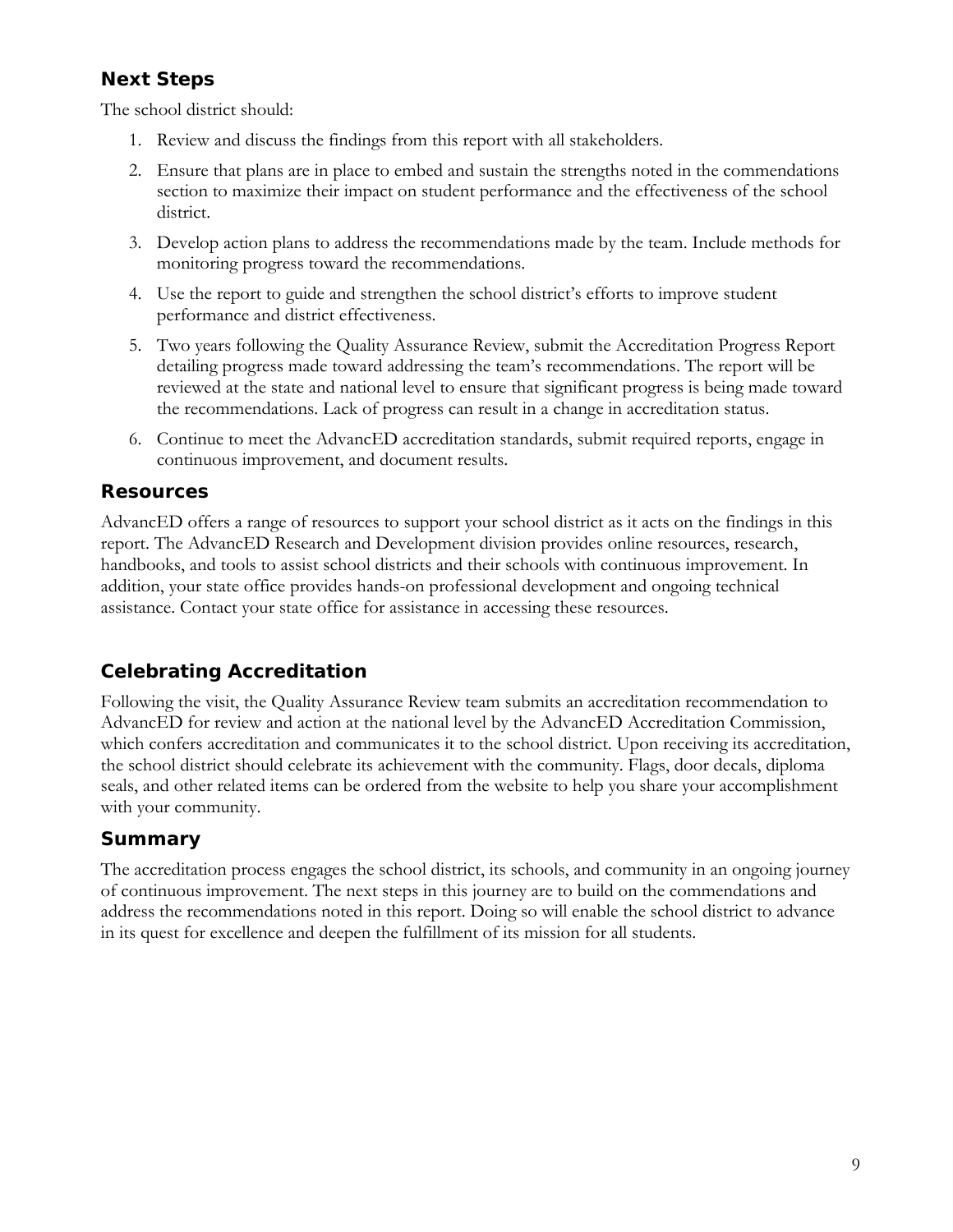## Next Steps

The school district should:

1. Review and discuss the findings from this report with all stakeholders.
2. Ensure that plans are in place to embed and sustain the strengths noted in the commendations section to maximize their impact on student performance and the effectiveness of the school district.
3. Develop action plans to address the recommendations made by the team. Include methods for monitoring progress toward the recommendations.
4. Use the report to guide and strengthen the school district's efforts to improve student performance and district effectiveness.
5. Two years following the Quality Assurance Review, submit the Accreditation Progress Report detailing progress made toward addressing the team's recommendations. The report will be reviewed at the state and national level to ensure that significant progress is being made toward the recommendations. Lack of progress can result in a change in accreditation status.
6. Continue to meet the AdvancED accreditation standards, submit required reports, engage in continuous improvement, and document results.

## Resources

AdvancED offers a range of resources to support your school district as it acts on the findings in this report. The AdvancED Research and Development division provides online resources, research, handbooks, and tools to assist school districts and their schools with continuous improvement. In addition, your state office provides hands-on professional development and ongoing technical assistance. Contact your state office for assistance in accessing these resources.

## Celebrating Accreditation

Following the visit, the Quality Assurance Review team submits an accreditation recommendation to AdvancED for review and action at the national level by the AdvancED Accreditation Commission, which confers accreditation and communicates it to the school district. Upon receiving its accreditation, the school district should celebrate its achievement with the community. Flags, door decals, diploma seals, and other related items can be ordered from the website to help you share your accomplishment with your community.

## Summary

The accreditation process engages the school district, its schools, and community in an ongoing journey of continuous improvement. The next steps in this journey are to build on the commendations and address the recommendations noted in this report. Doing so will enable the school district to advance in its quest for excellence and deepen the fulfillment of its mission for all students.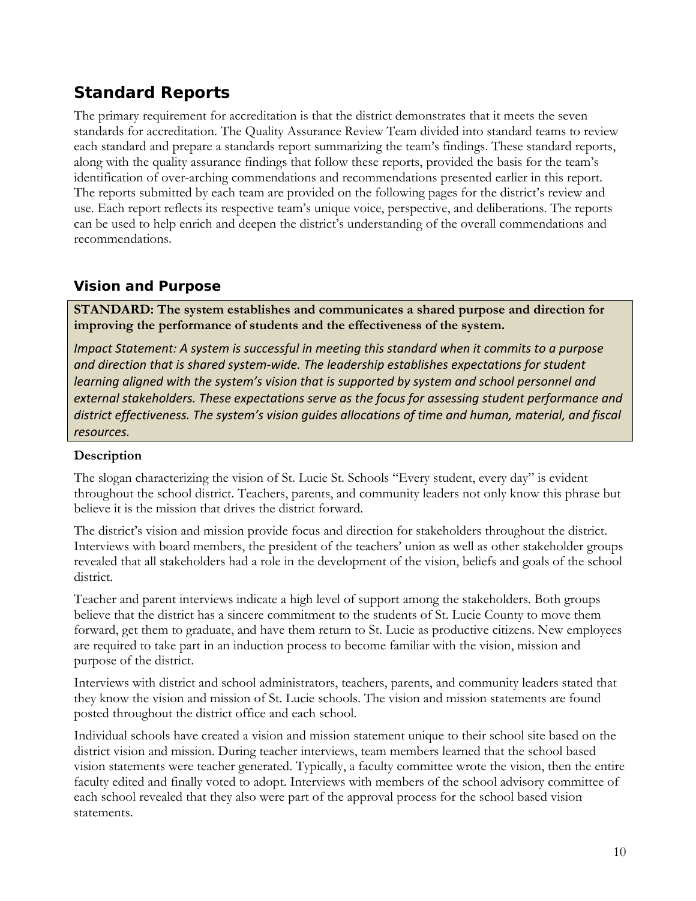# Standard Reports

The primary requirement for accreditation is that the district demonstrates that it meets the seven standards for accreditation. The Quality Assurance Review Team divided into standard teams to review each standard and prepare a standards report summarizing the team's findings. These standard reports, along with the quality assurance findings that follow these reports, provided the basis for the team's identification of over-arching commendations and recommendations presented earlier in this report. The reports submitted by each team are provided on the following pages for the district's review and use. Each report reflects its respective team's unique voice, perspective, and deliberations. The reports can be used to help enrich and deepen the district's understanding of the overall commendations and recommendations.

## Vision and Purpose

**STANDARD: The system establishes and communicates a shared purpose and direction for improving the performance of students and the effectiveness of the system.**

*Impact Statement: A system is successful in meeting this standard when it commits to a purpose and direction that is shared system-wide. The leadership establishes expectations for student learning aligned with the system's vision that is supported by system and school personnel and external stakeholders. These expectations serve as the focus for assessing student performance and district effectiveness. The system's vision guides allocations of time and human, material, and fiscal resources.*

### Description

The slogan characterizing the vision of St. Lucie St. Schools "Every student, every day" is evident throughout the school district. Teachers, parents, and community leaders not only know this phrase but believe it is the mission that drives the district forward.

The district's vision and mission provide focus and direction for stakeholders throughout the district. Interviews with board members, the president of the teachers' union as well as other stakeholder groups revealed that all stakeholders had a role in the development of the vision, beliefs and goals of the school district.

Teacher and parent interviews indicate a high level of support among the stakeholders. Both groups believe that the district has a sincere commitment to the students of St. Lucie County to move them forward, get them to graduate, and have them return to St. Lucie as productive citizens. New employees are required to take part in an induction process to become familiar with the vision, mission and purpose of the district.

Interviews with district and school administrators, teachers, parents, and community leaders stated that they know the vision and mission of St. Lucie schools. The vision and mission statements are found posted throughout the district office and each school.

Individual schools have created a vision and mission statement unique to their school site based on the district vision and mission. During teacher interviews, team members learned that the school based vision statements were teacher generated. Typically, a faculty committee wrote the vision, then the entire faculty edited and finally voted to adopt. Interviews with members of the school advisory committee of each school revealed that they also were part of the approval process for the school based vision statements.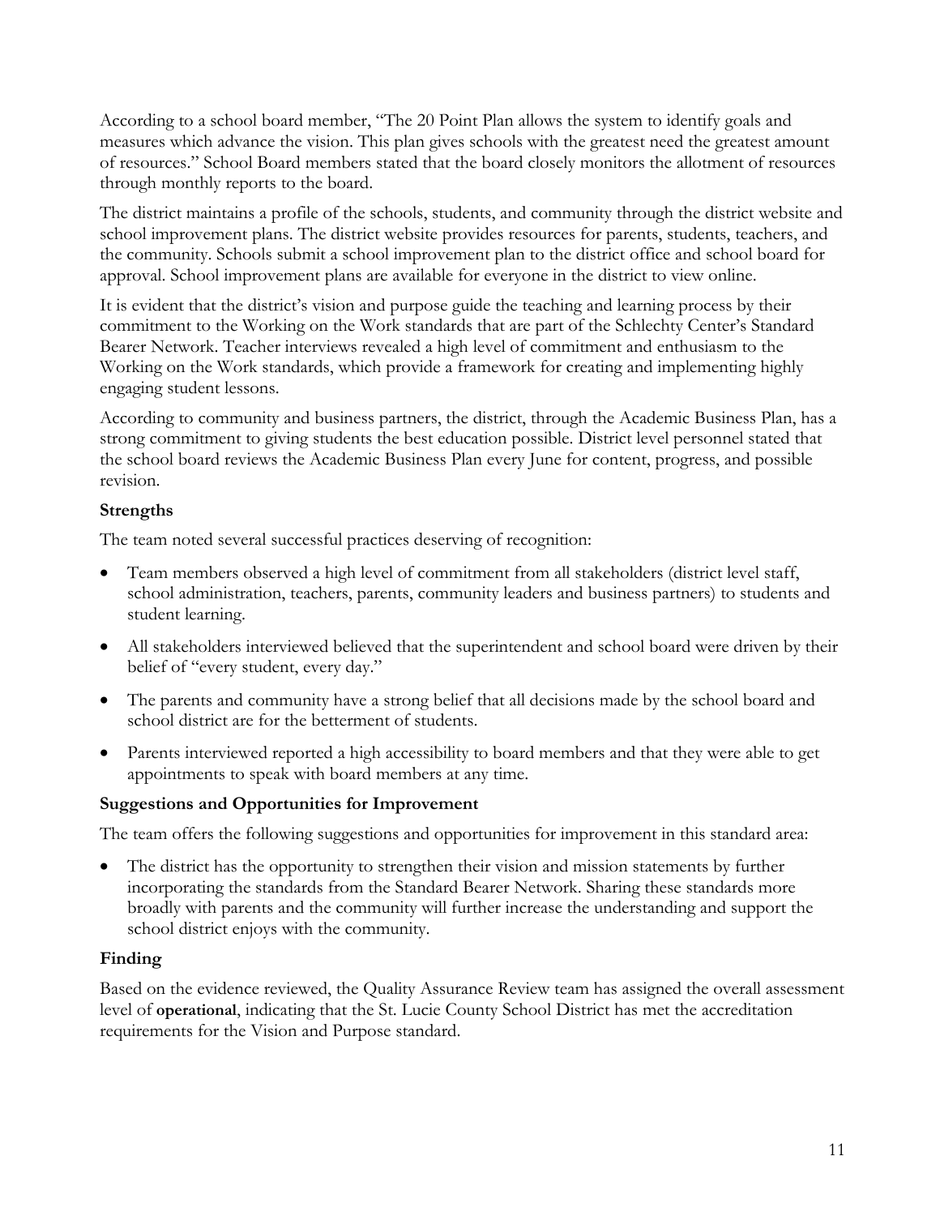According to a school board member, "The 20 Point Plan allows the system to identify goals and measures which advance the vision. This plan gives schools with the greatest need the greatest amount of resources." School Board members stated that the board closely monitors the allotment of resources through monthly reports to the board.

The district maintains a profile of the schools, students, and community through the district website and school improvement plans. The district website provides resources for parents, students, teachers, and the community. Schools submit a school improvement plan to the district office and school board for approval. School improvement plans are available for everyone in the district to view online.

It is evident that the district's vision and purpose guide the teaching and learning process by their commitment to the Working on the Work standards that are part of the Schlechty Center's Standard Bearer Network. Teacher interviews revealed a high level of commitment and enthusiasm to the Working on the Work standards, which provide a framework for creating and implementing highly engaging student lessons.

According to community and business partners, the district, through the Academic Business Plan, has a strong commitment to giving students the best education possible. District level personnel stated that the school board reviews the Academic Business Plan every June for content, progress, and possible revision.

### Strengths

The team noted several successful practices deserving of recognition:

- Team members observed a high level of commitment from all stakeholders (district level staff, school administration, teachers, parents, community leaders and business partners) to students and student learning.
- All stakeholders interviewed believed that the superintendent and school board were driven by their belief of "every student, every day."
- The parents and community have a strong belief that all decisions made by the school board and school district are for the betterment of students.
- Parents interviewed reported a high accessibility to board members and that they were able to get appointments to speak with board members at any time.

### Suggestions and Opportunities for Improvement

The team offers the following suggestions and opportunities for improvement in this standard area:

- The district has the opportunity to strengthen their vision and mission statements by further incorporating the standards from the Standard Bearer Network. Sharing these standards more broadly with parents and the community will further increase the understanding and support the school district enjoys with the community.

### Finding

Based on the evidence reviewed, the Quality Assurance Review team has assigned the overall assessment level of **operational**, indicating that the St. Lucie County School District has met the accreditation requirements for the Vision and Purpose standard.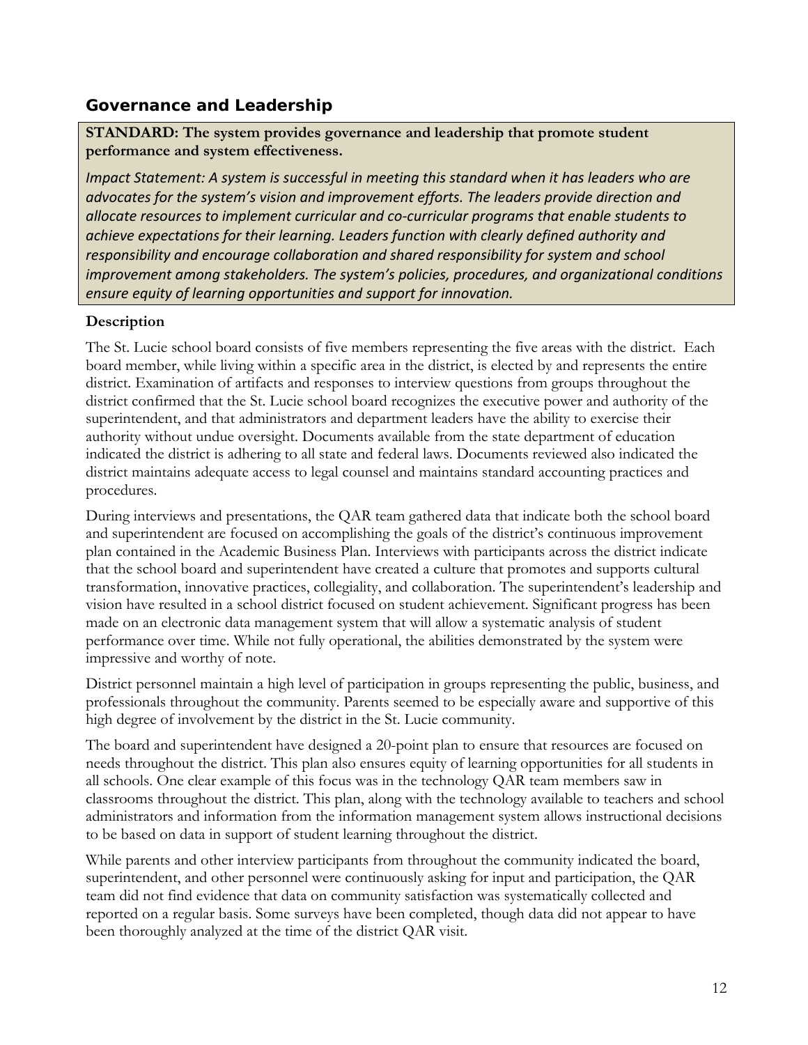## Governance and Leadership

**STANDARD: The system provides governance and leadership that promote student performance and system effectiveness.**

*Impact Statement: A system is successful in meeting this standard when it has leaders who are advocates for the system's vision and improvement efforts. The leaders provide direction and allocate resources to implement curricular and co-curricular programs that enable students to achieve expectations for their learning. Leaders function with clearly defined authority and responsibility and encourage collaboration and shared responsibility for system and school improvement among stakeholders. The system's policies, procedures, and organizational conditions ensure equity of learning opportunities and support for innovation.*

### Description

The St. Lucie school board consists of five members representing the five areas with the district. Each board member, while living within a specific area in the district, is elected by and represents the entire district. Examination of artifacts and responses to interview questions from groups throughout the district confirmed that the St. Lucie school board recognizes the executive power and authority of the superintendent, and that administrators and department leaders have the ability to exercise their authority without undue oversight. Documents available from the state department of education indicated the district is adhering to all state and federal laws. Documents reviewed also indicated the district maintains adequate access to legal counsel and maintains standard accounting practices and procedures.

During interviews and presentations, the QAR team gathered data that indicate both the school board and superintendent are focused on accomplishing the goals of the district's continuous improvement plan contained in the Academic Business Plan. Interviews with participants across the district indicate that the school board and superintendent have created a culture that promotes and supports cultural transformation, innovative practices, collegiality, and collaboration. The superintendent's leadership and vision have resulted in a school district focused on student achievement. Significant progress has been made on an electronic data management system that will allow a systematic analysis of student performance over time. While not fully operational, the abilities demonstrated by the system were impressive and worthy of note.

District personnel maintain a high level of participation in groups representing the public, business, and professionals throughout the community. Parents seemed to be especially aware and supportive of this high degree of involvement by the district in the St. Lucie community.

The board and superintendent have designed a 20-point plan to ensure that resources are focused on needs throughout the district. This plan also ensures equity of learning opportunities for all students in all schools. One clear example of this focus was in the technology QAR team members saw in classrooms throughout the district. This plan, along with the technology available to teachers and school administrators and information from the information management system allows instructional decisions to be based on data in support of student learning throughout the district.

While parents and other interview participants from throughout the community indicated the board, superintendent, and other personnel were continuously asking for input and participation, the QAR team did not find evidence that data on community satisfaction was systematically collected and reported on a regular basis. Some surveys have been completed, though data did not appear to have been thoroughly analyzed at the time of the district QAR visit.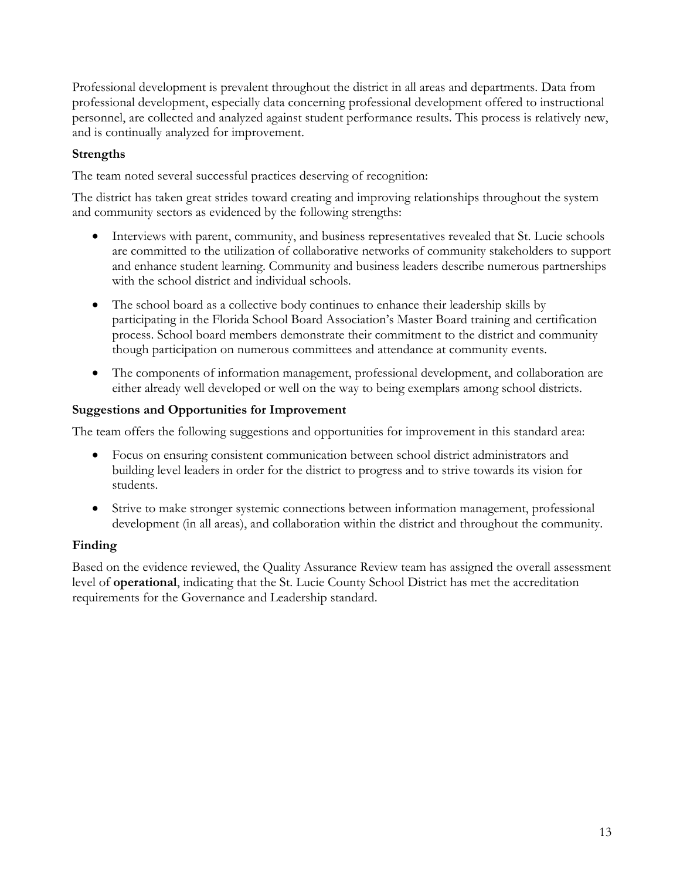Professional development is prevalent throughout the district in all areas and departments. Data from professional development, especially data concerning professional development offered to instructional personnel, are collected and analyzed against student performance results. This process is relatively new, and is continually analyzed for improvement.

### Strengths

The team noted several successful practices deserving of recognition:

The district has taken great strides toward creating and improving relationships throughout the system and community sectors as evidenced by the following strengths:

- Interviews with parent, community, and business representatives revealed that St. Lucie schools are committed to the utilization of collaborative networks of community stakeholders to support and enhance student learning. Community and business leaders describe numerous partnerships with the school district and individual schools.
- The school board as a collective body continues to enhance their leadership skills by participating in the Florida School Board Association's Master Board training and certification process. School board members demonstrate their commitment to the district and community though participation on numerous committees and attendance at community events.
- The components of information management, professional development, and collaboration are either already well developed or well on the way to being exemplars among school districts.

### Suggestions and Opportunities for Improvement

The team offers the following suggestions and opportunities for improvement in this standard area:

- Focus on ensuring consistent communication between school district administrators and building level leaders in order for the district to progress and to strive towards its vision for students.
- Strive to make stronger systemic connections between information management, professional development (in all areas), and collaboration within the district and throughout the community.

### Finding

Based on the evidence reviewed, the Quality Assurance Review team has assigned the overall assessment level of **operational**, indicating that the St. Lucie County School District has met the accreditation requirements for the Governance and Leadership standard.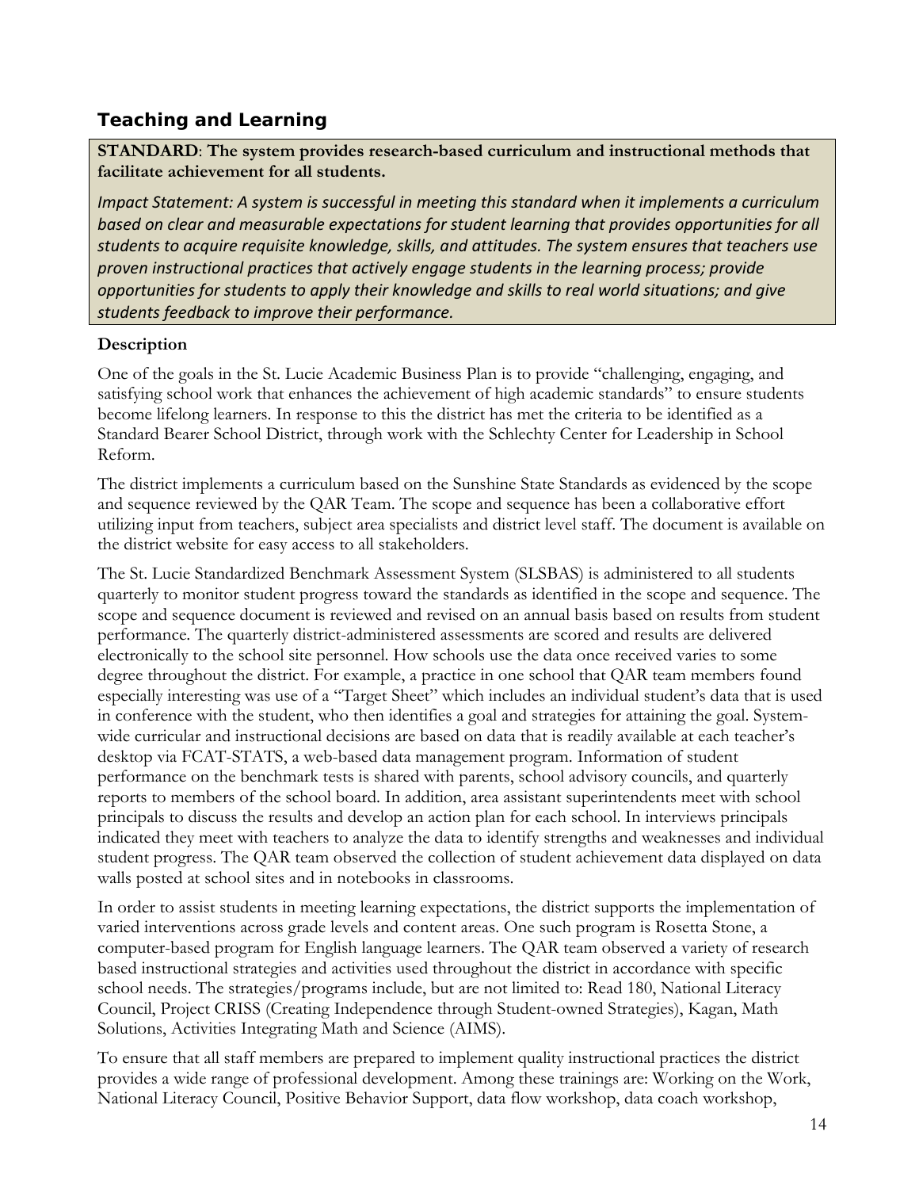## Teaching and Learning

**STANDARD**: **The system provides research-based curriculum and instructional methods that facilitate achievement for all students.**

*Impact Statement: A system is successful in meeting this standard when it implements a curriculum based on clear and measurable expectations for student learning that provides opportunities for all students to acquire requisite knowledge, skills, and attitudes. The system ensures that teachers use proven instructional practices that actively engage students in the learning process; provide opportunities for students to apply their knowledge and skills to real world situations; and give students feedback to improve their performance.*

### Description

One of the goals in the St. Lucie Academic Business Plan is to provide "challenging, engaging, and satisfying school work that enhances the achievement of high academic standards" to ensure students become lifelong learners. In response to this the district has met the criteria to be identified as a Standard Bearer School District, through work with the Schlechty Center for Leadership in School Reform.

The district implements a curriculum based on the Sunshine State Standards as evidenced by the scope and sequence reviewed by the QAR Team. The scope and sequence has been a collaborative effort utilizing input from teachers, subject area specialists and district level staff. The document is available on the district website for easy access to all stakeholders.

The St. Lucie Standardized Benchmark Assessment System (SLSBAS) is administered to all students quarterly to monitor student progress toward the standards as identified in the scope and sequence. The scope and sequence document is reviewed and revised on an annual basis based on results from student performance. The quarterly district-administered assessments are scored and results are delivered electronically to the school site personnel. How schools use the data once received varies to some degree throughout the district. For example, a practice in one school that QAR team members found especially interesting was use of a "Target Sheet" which includes an individual student's data that is used in conference with the student, who then identifies a goal and strategies for attaining the goal. System-wide curricular and instructional decisions are based on data that is readily available at each teacher's desktop via FCAT-STATS, a web-based data management program. Information of student performance on the benchmark tests is shared with parents, school advisory councils, and quarterly reports to members of the school board. In addition, area assistant superintendents meet with school principals to discuss the results and develop an action plan for each school. In interviews principals indicated they meet with teachers to analyze the data to identify strengths and weaknesses and individual student progress. The QAR team observed the collection of student achievement data displayed on data walls posted at school sites and in notebooks in classrooms.

In order to assist students in meeting learning expectations, the district supports the implementation of varied interventions across grade levels and content areas. One such program is Rosetta Stone, a computer-based program for English language learners. The QAR team observed a variety of research based instructional strategies and activities used throughout the district in accordance with specific school needs. The strategies/programs include, but are not limited to: Read 180, National Literacy Council, Project CRISS (Creating Independence through Student-owned Strategies), Kagan, Math Solutions, Activities Integrating Math and Science (AIMS).

To ensure that all staff members are prepared to implement quality instructional practices the district provides a wide range of professional development. Among these trainings are: Working on the Work, National Literacy Council, Positive Behavior Support, data flow workshop, data coach workshop,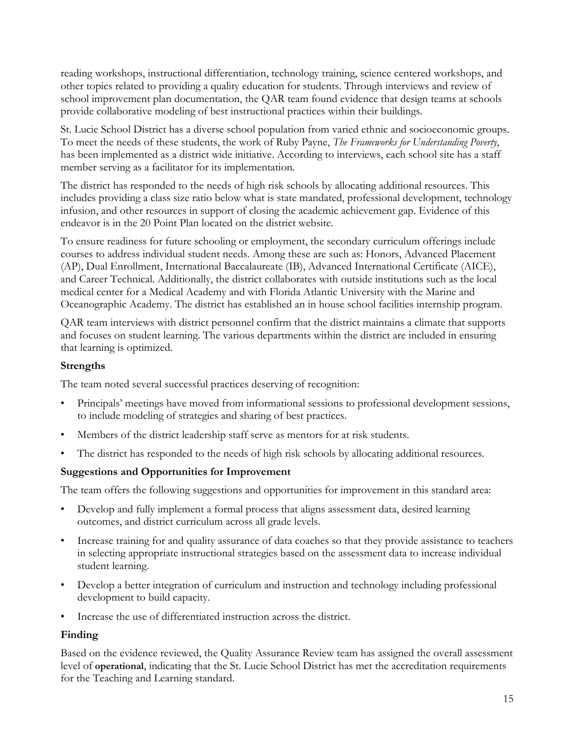reading workshops, instructional differentiation, technology training, science centered workshops, and other topics related to providing a quality education for students. Through interviews and review of school improvement plan documentation, the QAR team found evidence that design teams at schools provide collaborative modeling of best instructional practices within their buildings.

St. Lucie School District has a diverse school population from varied ethnic and socioeconomic groups. To meet the needs of these students, the work of Ruby Payne, *The Frameworks for Understanding Poverty*, has been implemented as a district wide initiative. According to interviews, each school site has a staff member serving as a facilitator for its implementation.

The district has responded to the needs of high risk schools by allocating additional resources. This includes providing a class size ratio below what is state mandated, professional development, technology infusion, and other resources in support of closing the academic achievement gap. Evidence of this endeavor is in the 20 Point Plan located on the district website.

To ensure readiness for future schooling or employment, the secondary curriculum offerings include courses to address individual student needs. Among these are such as: Honors, Advanced Placement (AP), Dual Enrollment, International Baccalaureate (IB), Advanced International Certificate (AICE), and Career Technical. Additionally, the district collaborates with outside institutions such as the local medical center for a Medical Academy and with Florida Atlantic University with the Marine and Oceanographic Academy. The district has established an in house school facilities internship program.

QAR team interviews with district personnel confirm that the district maintains a climate that supports and focuses on student learning. The various departments within the district are included in ensuring that learning is optimized.

### Strengths

The team noted several successful practices deserving of recognition:

- Principals' meetings have moved from informational sessions to professional development sessions, to include modeling of strategies and sharing of best practices.
- Members of the district leadership staff serve as mentors for at risk students.
- The district has responded to the needs of high risk schools by allocating additional resources.

### Suggestions and Opportunities for Improvement

The team offers the following suggestions and opportunities for improvement in this standard area:

- Develop and fully implement a formal process that aligns assessment data, desired learning outcomes, and district curriculum across all grade levels.
- Increase training for and quality assurance of data coaches so that they provide assistance to teachers in selecting appropriate instructional strategies based on the assessment data to increase individual student learning.
- Develop a better integration of curriculum and instruction and technology including professional development to build capacity.
- Increase the use of differentiated instruction across the district.

### Finding

Based on the evidence reviewed, the Quality Assurance Review team has assigned the overall assessment level of **operational**, indicating that the St. Lucie School District has met the accreditation requirements for the Teaching and Learning standard.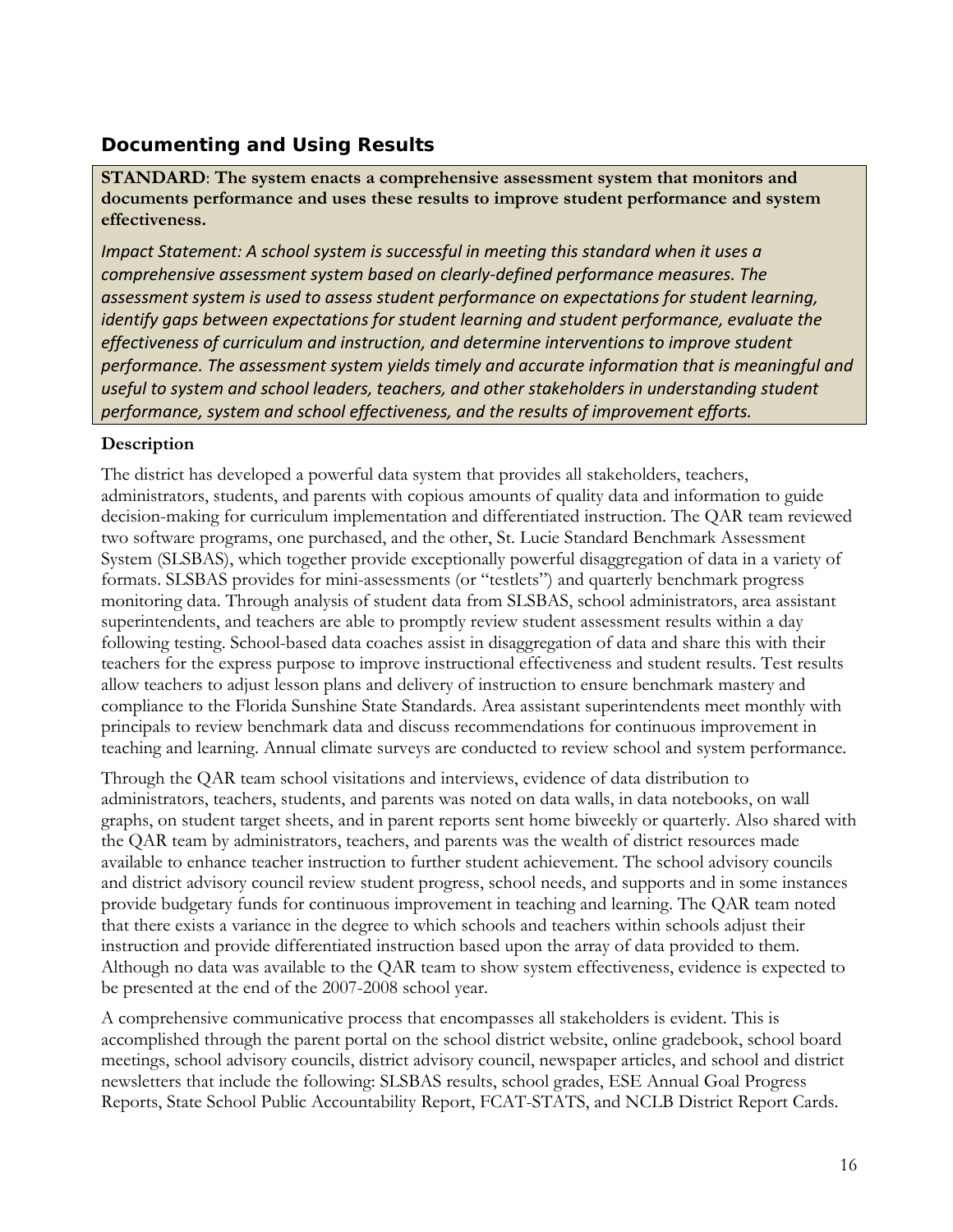## Documenting and Using Results

**STANDARD**: **The system enacts a comprehensive assessment system that monitors and documents performance and uses these results to improve student performance and system effectiveness.**

*Impact Statement: A school system is successful in meeting this standard when it uses a comprehensive assessment system based on clearly-defined performance measures. The assessment system is used to assess student performance on expectations for student learning, identify gaps between expectations for student learning and student performance, evaluate the effectiveness of curriculum and instruction, and determine interventions to improve student performance. The assessment system yields timely and accurate information that is meaningful and useful to system and school leaders, teachers, and other stakeholders in understanding student performance, system and school effectiveness, and the results of improvement efforts.*

**Description**

The district has developed a powerful data system that provides all stakeholders, teachers, administrators, students, and parents with copious amounts of quality data and information to guide decision-making for curriculum implementation and differentiated instruction. The QAR team reviewed two software programs, one purchased, and the other, St. Lucie Standard Benchmark Assessment System (SLSBAS), which together provide exceptionally powerful disaggregation of data in a variety of formats. SLSBAS provides for mini-assessments (or "testlets") and quarterly benchmark progress monitoring data. Through analysis of student data from SLSBAS, school administrators, area assistant superintendents, and teachers are able to promptly review student assessment results within a day following testing. School-based data coaches assist in disaggregation of data and share this with their teachers for the express purpose to improve instructional effectiveness and student results. Test results allow teachers to adjust lesson plans and delivery of instruction to ensure benchmark mastery and compliance to the Florida Sunshine State Standards. Area assistant superintendents meet monthly with principals to review benchmark data and discuss recommendations for continuous improvement in teaching and learning. Annual climate surveys are conducted to review school and system performance.

Through the QAR team school visitations and interviews, evidence of data distribution to administrators, teachers, students, and parents was noted on data walls, in data notebooks, on wall graphs, on student target sheets, and in parent reports sent home biweekly or quarterly. Also shared with the QAR team by administrators, teachers, and parents was the wealth of district resources made available to enhance teacher instruction to further student achievement. The school advisory councils and district advisory council review student progress, school needs, and supports and in some instances provide budgetary funds for continuous improvement in teaching and learning. The QAR team noted that there exists a variance in the degree to which schools and teachers within schools adjust their instruction and provide differentiated instruction based upon the array of data provided to them. Although no data was available to the QAR team to show system effectiveness, evidence is expected to be presented at the end of the 2007-2008 school year.

A comprehensive communicative process that encompasses all stakeholders is evident. This is accomplished through the parent portal on the school district website, online gradebook, school board meetings, school advisory councils, district advisory council, newspaper articles, and school and district newsletters that include the following: SLSBAS results, school grades, ESE Annual Goal Progress Reports, State School Public Accountability Report, FCAT-STATS, and NCLB District Report Cards.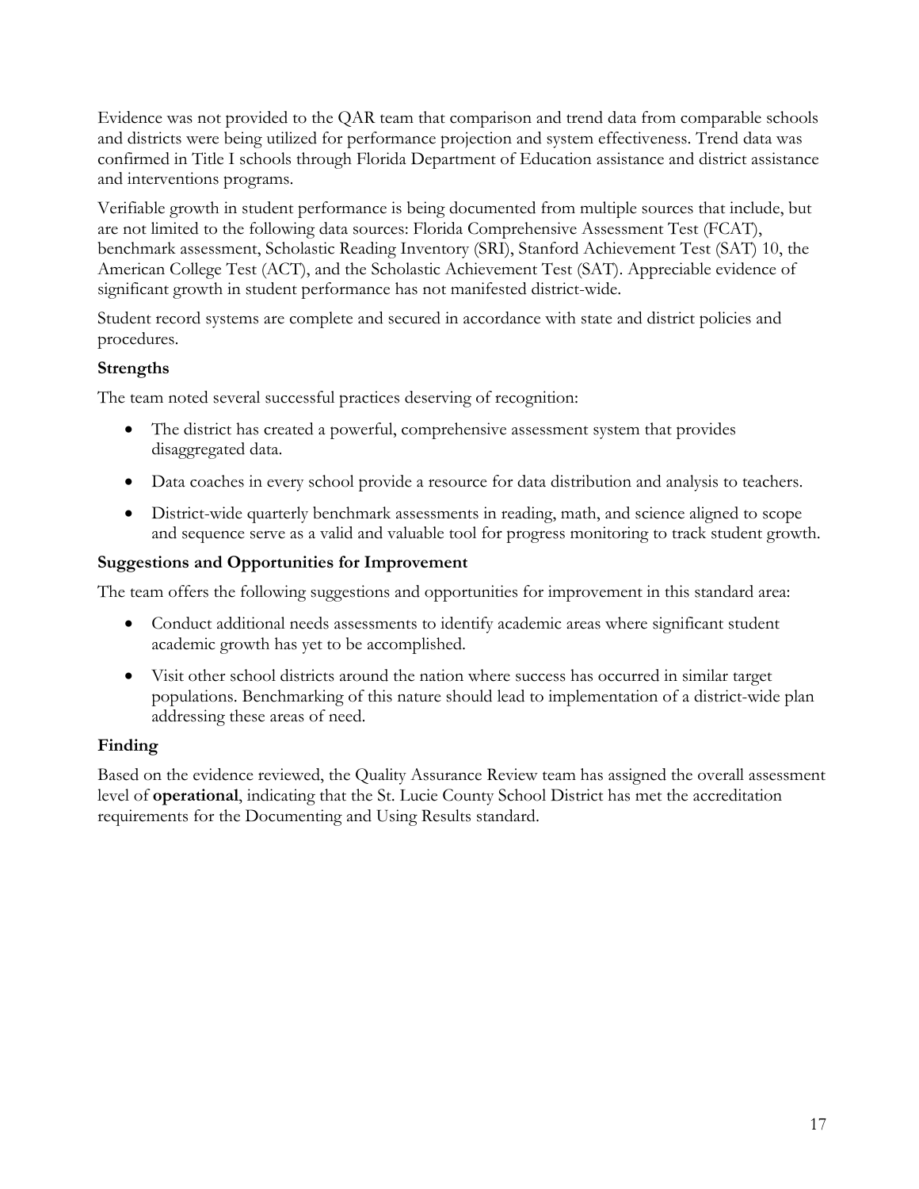Evidence was not provided to the QAR team that comparison and trend data from comparable schools and districts were being utilized for performance projection and system effectiveness. Trend data was confirmed in Title I schools through Florida Department of Education assistance and district assistance and interventions programs.

Verifiable growth in student performance is being documented from multiple sources that include, but are not limited to the following data sources: Florida Comprehensive Assessment Test (FCAT), benchmark assessment, Scholastic Reading Inventory (SRI), Stanford Achievement Test (SAT) 10, the American College Test (ACT), and the Scholastic Achievement Test (SAT). Appreciable evidence of significant growth in student performance has not manifested district-wide.

Student record systems are complete and secured in accordance with state and district policies and procedures.

### Strengths

The team noted several successful practices deserving of recognition:

- The district has created a powerful, comprehensive assessment system that provides disaggregated data.
- Data coaches in every school provide a resource for data distribution and analysis to teachers.
- District-wide quarterly benchmark assessments in reading, math, and science aligned to scope and sequence serve as a valid and valuable tool for progress monitoring to track student growth.

### Suggestions and Opportunities for Improvement

The team offers the following suggestions and opportunities for improvement in this standard area:

- Conduct additional needs assessments to identify academic areas where significant student academic growth has yet to be accomplished.
- Visit other school districts around the nation where success has occurred in similar target populations. Benchmarking of this nature should lead to implementation of a district-wide plan addressing these areas of need.

### Finding

Based on the evidence reviewed, the Quality Assurance Review team has assigned the overall assessment level of **operational**, indicating that the St. Lucie County School District has met the accreditation requirements for the Documenting and Using Results standard.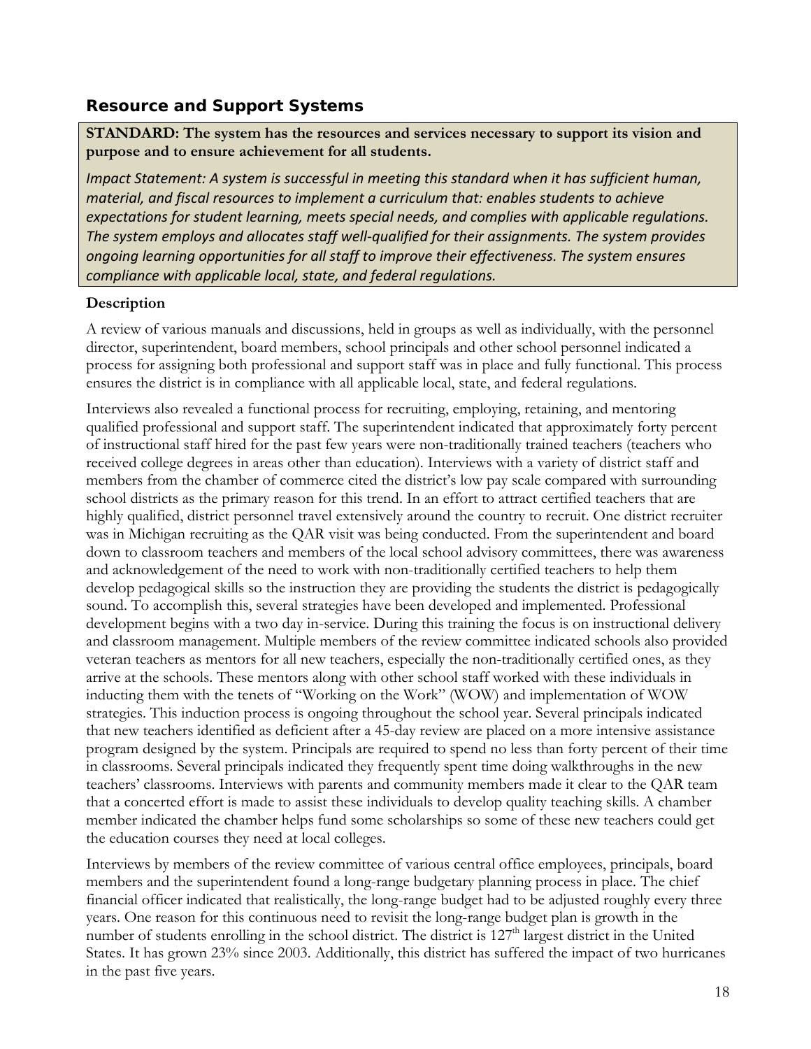## Resource and Support Systems

**STANDARD: The system has the resources and services necessary to support its vision and purpose and to ensure achievement for all students.**

*Impact Statement: A system is successful in meeting this standard when it has sufficient human, material, and fiscal resources to implement a curriculum that: enables students to achieve expectations for student learning, meets special needs, and complies with applicable regulations. The system employs and allocates staff well-qualified for their assignments. The system provides ongoing learning opportunities for all staff to improve their effectiveness. The system ensures compliance with applicable local, state, and federal regulations.*

**Description**

A review of various manuals and discussions, held in groups as well as individually, with the personnel director, superintendent, board members, school principals and other school personnel indicated a process for assigning both professional and support staff was in place and fully functional. This process ensures the district is in compliance with all applicable local, state, and federal regulations.

Interviews also revealed a functional process for recruiting, employing, retaining, and mentoring qualified professional and support staff. The superintendent indicated that approximately forty percent of instructional staff hired for the past few years were non-traditionally trained teachers (teachers who received college degrees in areas other than education). Interviews with a variety of district staff and members from the chamber of commerce cited the district's low pay scale compared with surrounding school districts as the primary reason for this trend. In an effort to attract certified teachers that are highly qualified, district personnel travel extensively around the country to recruit. One district recruiter was in Michigan recruiting as the QAR visit was being conducted. From the superintendent and board down to classroom teachers and members of the local school advisory committees, there was awareness and acknowledgement of the need to work with non-traditionally certified teachers to help them develop pedagogical skills so the instruction they are providing the students the district is pedagogically sound. To accomplish this, several strategies have been developed and implemented. Professional development begins with a two day in-service. During this training the focus is on instructional delivery and classroom management. Multiple members of the review committee indicated schools also provided veteran teachers as mentors for all new teachers, especially the non-traditionally certified ones, as they arrive at the schools. These mentors along with other school staff worked with these individuals in inducting them with the tenets of "Working on the Work" (WOW) and implementation of WOW strategies. This induction process is ongoing throughout the school year. Several principals indicated that new teachers identified as deficient after a 45-day review are placed on a more intensive assistance program designed by the system. Principals are required to spend no less than forty percent of their time in classrooms. Several principals indicated they frequently spent time doing walkthroughs in the new teachers' classrooms. Interviews with parents and community members made it clear to the QAR team that a concerted effort is made to assist these individuals to develop quality teaching skills. A chamber member indicated the chamber helps fund some scholarships so some of these new teachers could get the education courses they need at local colleges.

Interviews by members of the review committee of various central office employees, principals, board members and the superintendent found a long-range budgetary planning process in place. The chief financial officer indicated that realistically, the long-range budget had to be adjusted roughly every three years. One reason for this continuous need to revisit the long-range budget plan is growth in the number of students enrolling in the school district. The district is 127th largest district in the United States. It has grown 23% since 2003. Additionally, this district has suffered the impact of two hurricanes in the past five years.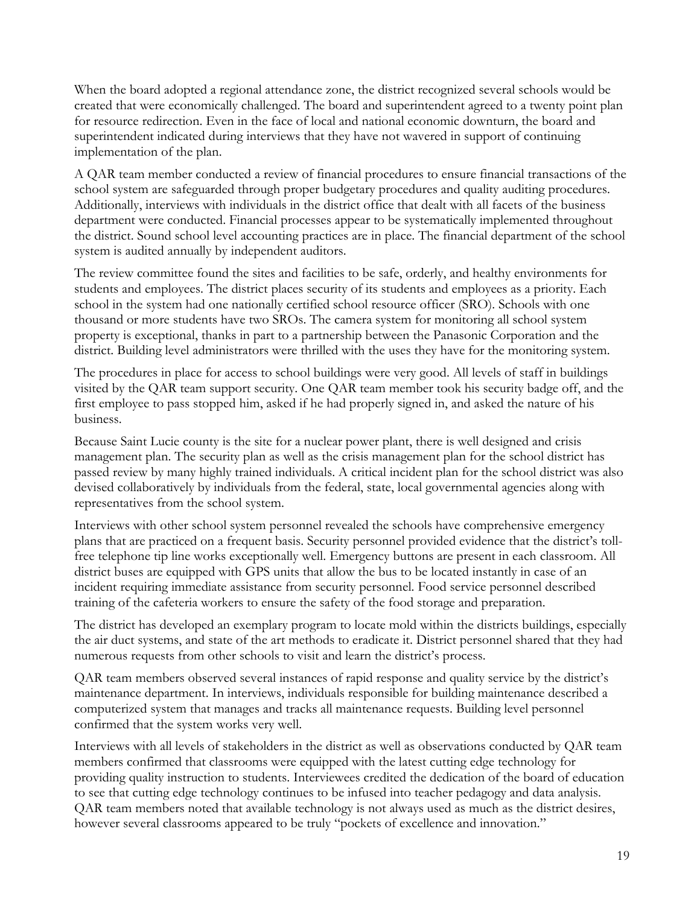When the board adopted a regional attendance zone, the district recognized several schools would be created that were economically challenged. The board and superintendent agreed to a twenty point plan for resource redirection. Even in the face of local and national economic downturn, the board and superintendent indicated during interviews that they have not wavered in support of continuing implementation of the plan.

A QAR team member conducted a review of financial procedures to ensure financial transactions of the school system are safeguarded through proper budgetary procedures and quality auditing procedures. Additionally, interviews with individuals in the district office that dealt with all facets of the business department were conducted. Financial processes appear to be systematically implemented throughout the district. Sound school level accounting practices are in place. The financial department of the school system is audited annually by independent auditors.

The review committee found the sites and facilities to be safe, orderly, and healthy environments for students and employees. The district places security of its students and employees as a priority. Each school in the system had one nationally certified school resource officer (SRO). Schools with one thousand or more students have two SROs. The camera system for monitoring all school system property is exceptional, thanks in part to a partnership between the Panasonic Corporation and the district. Building level administrators were thrilled with the uses they have for the monitoring system.

The procedures in place for access to school buildings were very good. All levels of staff in buildings visited by the QAR team support security. One QAR team member took his security badge off, and the first employee to pass stopped him, asked if he had properly signed in, and asked the nature of his business.

Because Saint Lucie county is the site for a nuclear power plant, there is well designed and crisis management plan. The security plan as well as the crisis management plan for the school district has passed review by many highly trained individuals. A critical incident plan for the school district was also devised collaboratively by individuals from the federal, state, local governmental agencies along with representatives from the school system.

Interviews with other school system personnel revealed the schools have comprehensive emergency plans that are practiced on a frequent basis. Security personnel provided evidence that the district's toll-free telephone tip line works exceptionally well. Emergency buttons are present in each classroom. All district buses are equipped with GPS units that allow the bus to be located instantly in case of an incident requiring immediate assistance from security personnel. Food service personnel described training of the cafeteria workers to ensure the safety of the food storage and preparation.

The district has developed an exemplary program to locate mold within the districts buildings, especially the air duct systems, and state of the art methods to eradicate it. District personnel shared that they had numerous requests from other schools to visit and learn the district's process.

QAR team members observed several instances of rapid response and quality service by the district's maintenance department. In interviews, individuals responsible for building maintenance described a computerized system that manages and tracks all maintenance requests. Building level personnel confirmed that the system works very well.

Interviews with all levels of stakeholders in the district as well as observations conducted by QAR team members confirmed that classrooms were equipped with the latest cutting edge technology for providing quality instruction to students. Interviewees credited the dedication of the board of education to see that cutting edge technology continues to be infused into teacher pedagogy and data analysis. QAR team members noted that available technology is not always used as much as the district desires, however several classrooms appeared to be truly "pockets of excellence and innovation."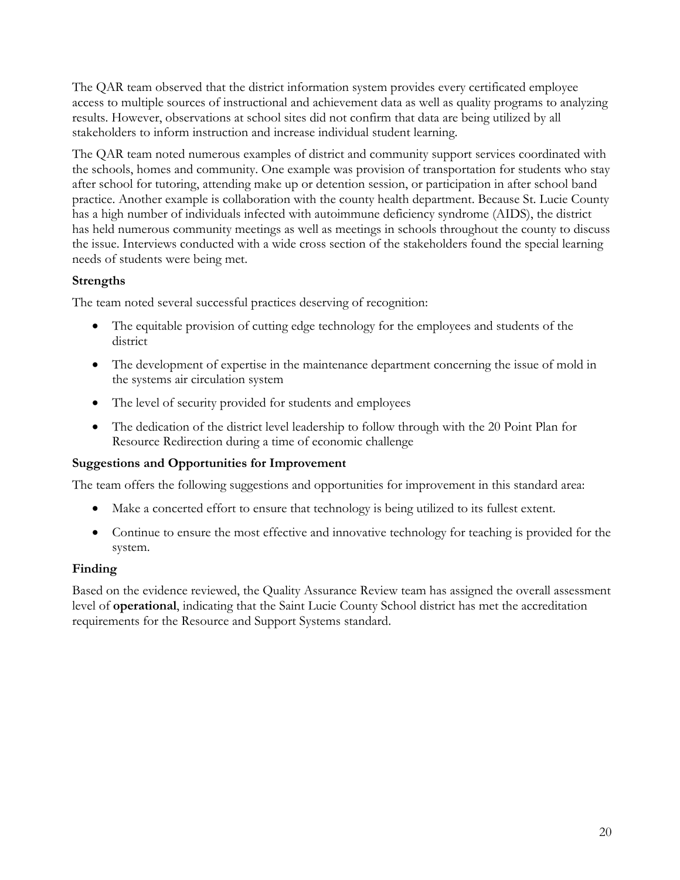The QAR team observed that the district information system provides every certificated employee access to multiple sources of instructional and achievement data as well as quality programs to analyzing results. However, observations at school sites did not confirm that data are being utilized by all stakeholders to inform instruction and increase individual student learning.

The QAR team noted numerous examples of district and community support services coordinated with the schools, homes and community. One example was provision of transportation for students who stay after school for tutoring, attending make up or detention session, or participation in after school band practice. Another example is collaboration with the county health department. Because St. Lucie County has a high number of individuals infected with autoimmune deficiency syndrome (AIDS), the district has held numerous community meetings as well as meetings in schools throughout the county to discuss the issue. Interviews conducted with a wide cross section of the stakeholders found the special learning needs of students were being met.

### Strengths

The team noted several successful practices deserving of recognition:

- The equitable provision of cutting edge technology for the employees and students of the district
- The development of expertise in the maintenance department concerning the issue of mold in the systems air circulation system
- The level of security provided for students and employees
- The dedication of the district level leadership to follow through with the 20 Point Plan for Resource Redirection during a time of economic challenge

### Suggestions and Opportunities for Improvement

The team offers the following suggestions and opportunities for improvement in this standard area:

- Make a concerted effort to ensure that technology is being utilized to its fullest extent.
- Continue to ensure the most effective and innovative technology for teaching is provided for the system.

### Finding

Based on the evidence reviewed, the Quality Assurance Review team has assigned the overall assessment level of **operational**, indicating that the Saint Lucie County School district has met the accreditation requirements for the Resource and Support Systems standard.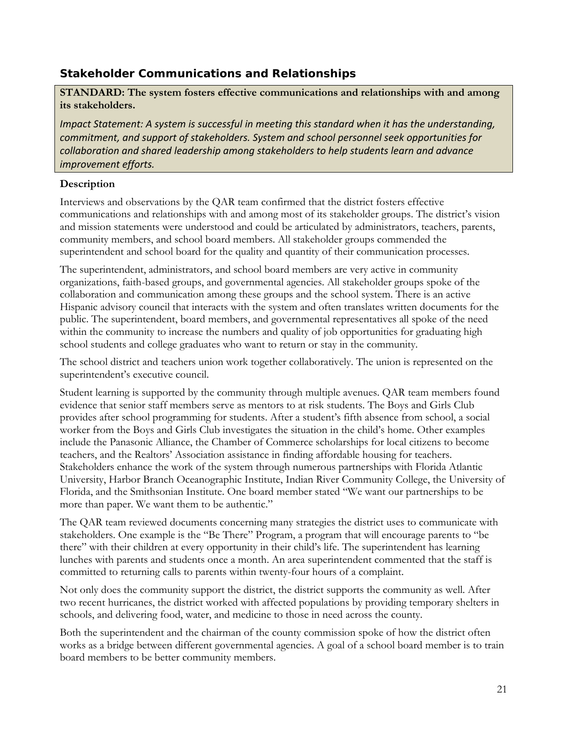## Stakeholder Communications and Relationships

**STANDARD: The system fosters effective communications and relationships with and among its stakeholders.**

*Impact Statement: A system is successful in meeting this standard when it has the understanding, commitment, and support of stakeholders. System and school personnel seek opportunities for collaboration and shared leadership among stakeholders to help students learn and advance improvement efforts.*

### Description

Interviews and observations by the QAR team confirmed that the district fosters effective communications and relationships with and among most of its stakeholder groups. The district's vision and mission statements were understood and could be articulated by administrators, teachers, parents, community members, and school board members. All stakeholder groups commended the superintendent and school board for the quality and quantity of their communication processes.

The superintendent, administrators, and school board members are very active in community organizations, faith-based groups, and governmental agencies. All stakeholder groups spoke of the collaboration and communication among these groups and the school system. There is an active Hispanic advisory council that interacts with the system and often translates written documents for the public. The superintendent, board members, and governmental representatives all spoke of the need within the community to increase the numbers and quality of job opportunities for graduating high school students and college graduates who want to return or stay in the community.

The school district and teachers union work together collaboratively. The union is represented on the superintendent's executive council.

Student learning is supported by the community through multiple avenues. QAR team members found evidence that senior staff members serve as mentors to at risk students. The Boys and Girls Club provides after school programming for students. After a student's fifth absence from school, a social worker from the Boys and Girls Club investigates the situation in the child's home. Other examples include the Panasonic Alliance, the Chamber of Commerce scholarships for local citizens to become teachers, and the Realtors' Association assistance in finding affordable housing for teachers. Stakeholders enhance the work of the system through numerous partnerships with Florida Atlantic University, Harbor Branch Oceanographic Institute, Indian River Community College, the University of Florida, and the Smithsonian Institute. One board member stated "We want our partnerships to be more than paper. We want them to be authentic."

The QAR team reviewed documents concerning many strategies the district uses to communicate with stakeholders. One example is the "Be There" Program, a program that will encourage parents to "be there" with their children at every opportunity in their child's life. The superintendent has learning lunches with parents and students once a month. An area superintendent commented that the staff is committed to returning calls to parents within twenty-four hours of a complaint.

Not only does the community support the district, the district supports the community as well. After two recent hurricanes, the district worked with affected populations by providing temporary shelters in schools, and delivering food, water, and medicine to those in need across the county.

Both the superintendent and the chairman of the county commission spoke of how the district often works as a bridge between different governmental agencies. A goal of a school board member is to train board members to be better community members.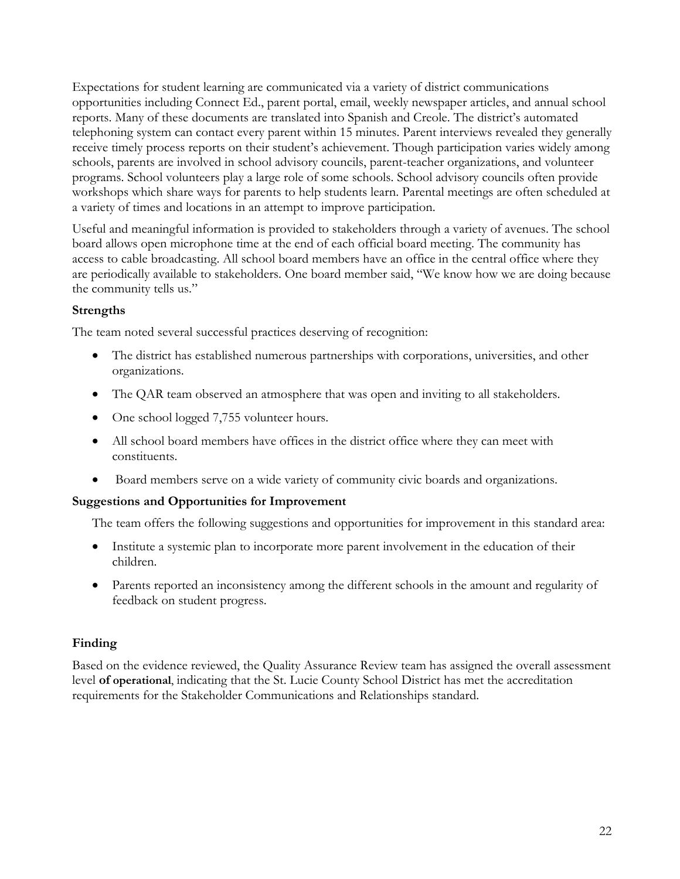Expectations for student learning are communicated via a variety of district communications opportunities including Connect Ed., parent portal, email, weekly newspaper articles, and annual school reports. Many of these documents are translated into Spanish and Creole. The district's automated telephoning system can contact every parent within 15 minutes. Parent interviews revealed they generally receive timely process reports on their student's achievement. Though participation varies widely among schools, parents are involved in school advisory councils, parent-teacher organizations, and volunteer programs. School volunteers play a large role of some schools. School advisory councils often provide workshops which share ways for parents to help students learn. Parental meetings are often scheduled at a variety of times and locations in an attempt to improve participation.

Useful and meaningful information is provided to stakeholders through a variety of avenues. The school board allows open microphone time at the end of each official board meeting. The community has access to cable broadcasting. All school board members have an office in the central office where they are periodically available to stakeholders. One board member said, "We know how we are doing because the community tells us."

### Strengths

The team noted several successful practices deserving of recognition:

- The district has established numerous partnerships with corporations, universities, and other organizations.
- The QAR team observed an atmosphere that was open and inviting to all stakeholders.
- One school logged 7,755 volunteer hours.
- All school board members have offices in the district office where they can meet with constituents.
- Board members serve on a wide variety of community civic boards and organizations.

### Suggestions and Opportunities for Improvement

The team offers the following suggestions and opportunities for improvement in this standard area:

- Institute a systemic plan to incorporate more parent involvement in the education of their children.
- Parents reported an inconsistency among the different schools in the amount and regularity of feedback on student progress.

### Finding

Based on the evidence reviewed, the Quality Assurance Review team has assigned the overall assessment level **of operational**, indicating that the St. Lucie County School District has met the accreditation requirements for the Stakeholder Communications and Relationships standard.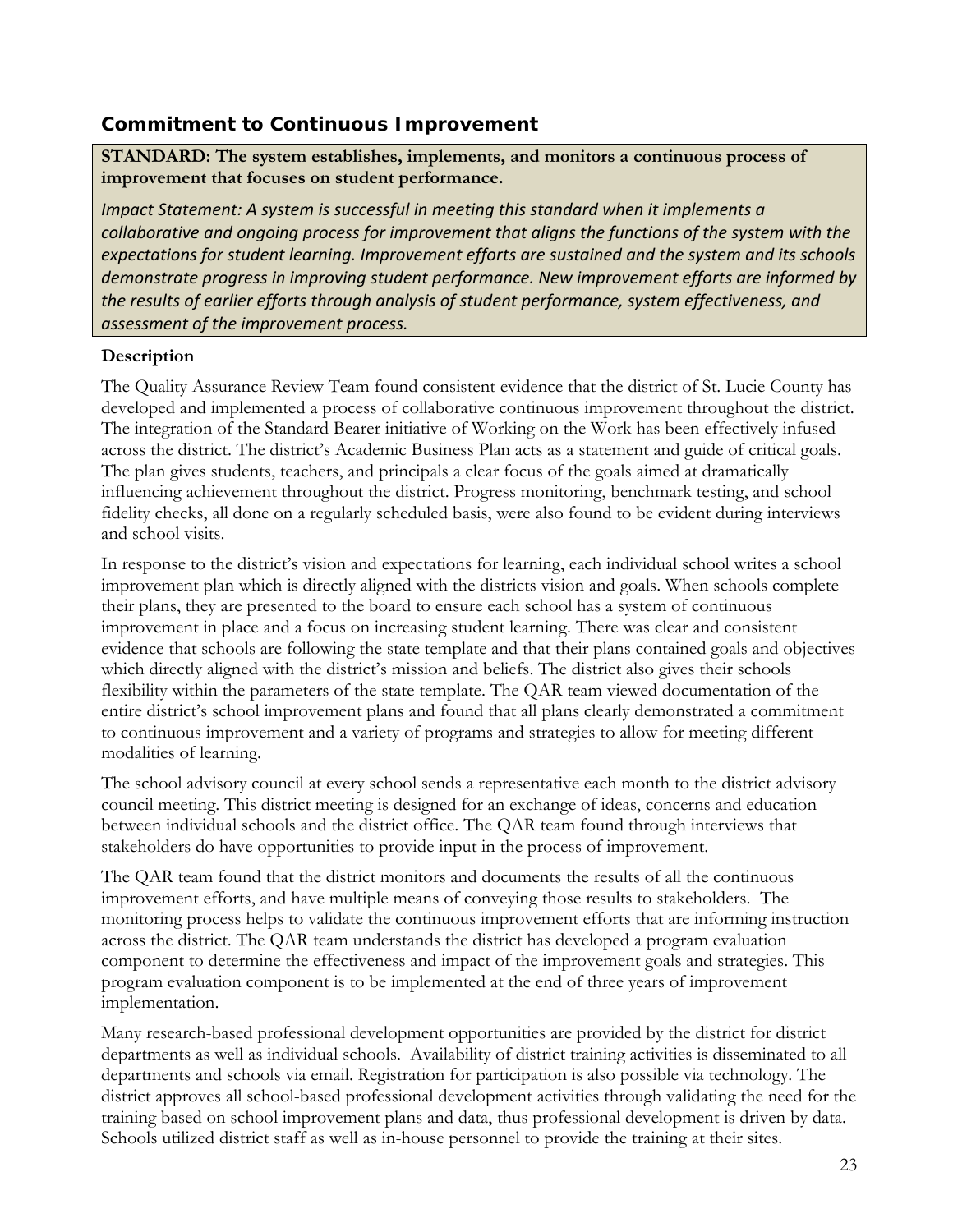## Commitment to Continuous Improvement

**STANDARD: The system establishes, implements, and monitors a continuous process of improvement that focuses on student performance.**

*Impact Statement: A system is successful in meeting this standard when it implements a collaborative and ongoing process for improvement that aligns the functions of the system with the expectations for student learning. Improvement efforts are sustained and the system and its schools demonstrate progress in improving student performance. New improvement efforts are informed by the results of earlier efforts through analysis of student performance, system effectiveness, and assessment of the improvement process.*

### Description

The Quality Assurance Review Team found consistent evidence that the district of St. Lucie County has developed and implemented a process of collaborative continuous improvement throughout the district. The integration of the Standard Bearer initiative of Working on the Work has been effectively infused across the district. The district's Academic Business Plan acts as a statement and guide of critical goals. The plan gives students, teachers, and principals a clear focus of the goals aimed at dramatically influencing achievement throughout the district. Progress monitoring, benchmark testing, and school fidelity checks, all done on a regularly scheduled basis, were also found to be evident during interviews and school visits.

In response to the district's vision and expectations for learning, each individual school writes a school improvement plan which is directly aligned with the districts vision and goals. When schools complete their plans, they are presented to the board to ensure each school has a system of continuous improvement in place and a focus on increasing student learning. There was clear and consistent evidence that schools are following the state template and that their plans contained goals and objectives which directly aligned with the district's mission and beliefs. The district also gives their schools flexibility within the parameters of the state template. The QAR team viewed documentation of the entire district's school improvement plans and found that all plans clearly demonstrated a commitment to continuous improvement and a variety of programs and strategies to allow for meeting different modalities of learning.

The school advisory council at every school sends a representative each month to the district advisory council meeting. This district meeting is designed for an exchange of ideas, concerns and education between individual schools and the district office. The QAR team found through interviews that stakeholders do have opportunities to provide input in the process of improvement.

The QAR team found that the district monitors and documents the results of all the continuous improvement efforts, and have multiple means of conveying those results to stakeholders. The monitoring process helps to validate the continuous improvement efforts that are informing instruction across the district. The QAR team understands the district has developed a program evaluation component to determine the effectiveness and impact of the improvement goals and strategies. This program evaluation component is to be implemented at the end of three years of improvement implementation.

Many research-based professional development opportunities are provided by the district for district departments as well as individual schools. Availability of district training activities is disseminated to all departments and schools via email. Registration for participation is also possible via technology. The district approves all school-based professional development activities through validating the need for the training based on school improvement plans and data, thus professional development is driven by data. Schools utilized district staff as well as in-house personnel to provide the training at their sites.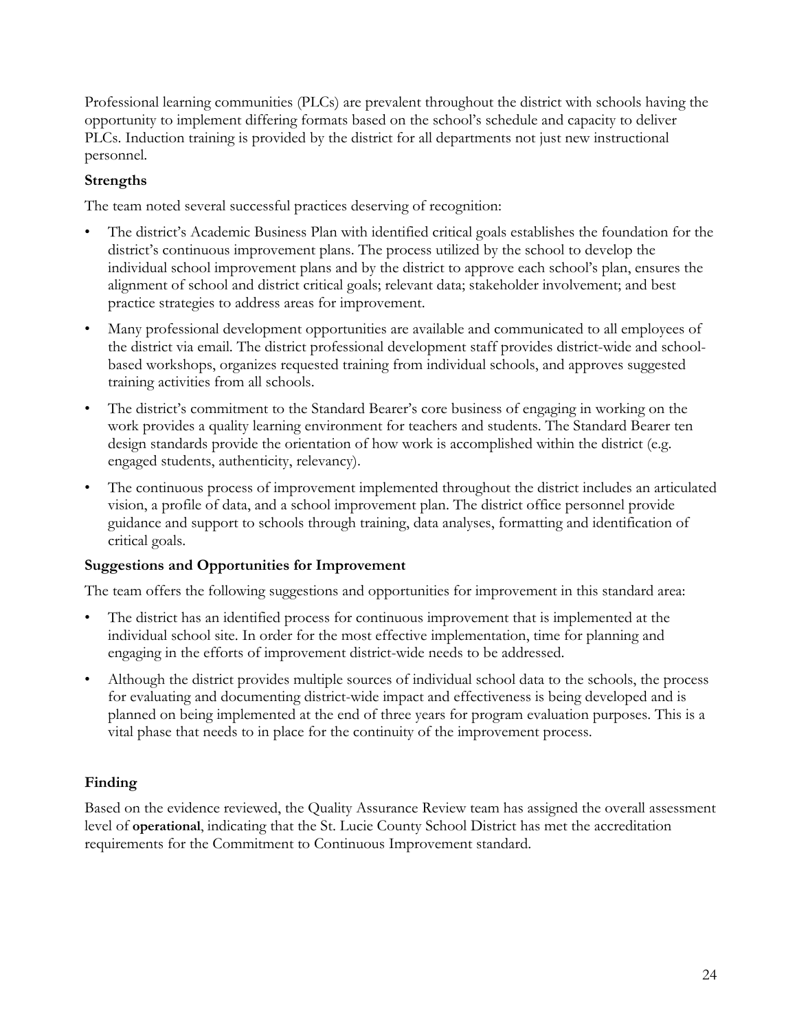Professional learning communities (PLCs) are prevalent throughout the district with schools having the opportunity to implement differing formats based on the school's schedule and capacity to deliver PLCs. Induction training is provided by the district for all departments not just new instructional personnel.

### Strengths

The team noted several successful practices deserving of recognition:

- The district's Academic Business Plan with identified critical goals establishes the foundation for the district's continuous improvement plans. The process utilized by the school to develop the individual school improvement plans and by the district to approve each school's plan, ensures the alignment of school and district critical goals; relevant data; stakeholder involvement; and best practice strategies to address areas for improvement.
- Many professional development opportunities are available and communicated to all employees of the district via email. The district professional development staff provides district-wide and school-based workshops, organizes requested training from individual schools, and approves suggested training activities from all schools.
- The district's commitment to the Standard Bearer's core business of engaging in working on the work provides a quality learning environment for teachers and students. The Standard Bearer ten design standards provide the orientation of how work is accomplished within the district (e.g. engaged students, authenticity, relevancy).
- The continuous process of improvement implemented throughout the district includes an articulated vision, a profile of data, and a school improvement plan. The district office personnel provide guidance and support to schools through training, data analyses, formatting and identification of critical goals.

### Suggestions and Opportunities for Improvement

The team offers the following suggestions and opportunities for improvement in this standard area:

- The district has an identified process for continuous improvement that is implemented at the individual school site. In order for the most effective implementation, time for planning and engaging in the efforts of improvement district-wide needs to be addressed.
- Although the district provides multiple sources of individual school data to the schools, the process for evaluating and documenting district-wide impact and effectiveness is being developed and is planned on being implemented at the end of three years for program evaluation purposes. This is a vital phase that needs to in place for the continuity of the improvement process.

## Finding

Based on the evidence reviewed, the Quality Assurance Review team has assigned the overall assessment level of **operational**, indicating that the St. Lucie County School District has met the accreditation requirements for the Commitment to Continuous Improvement standard.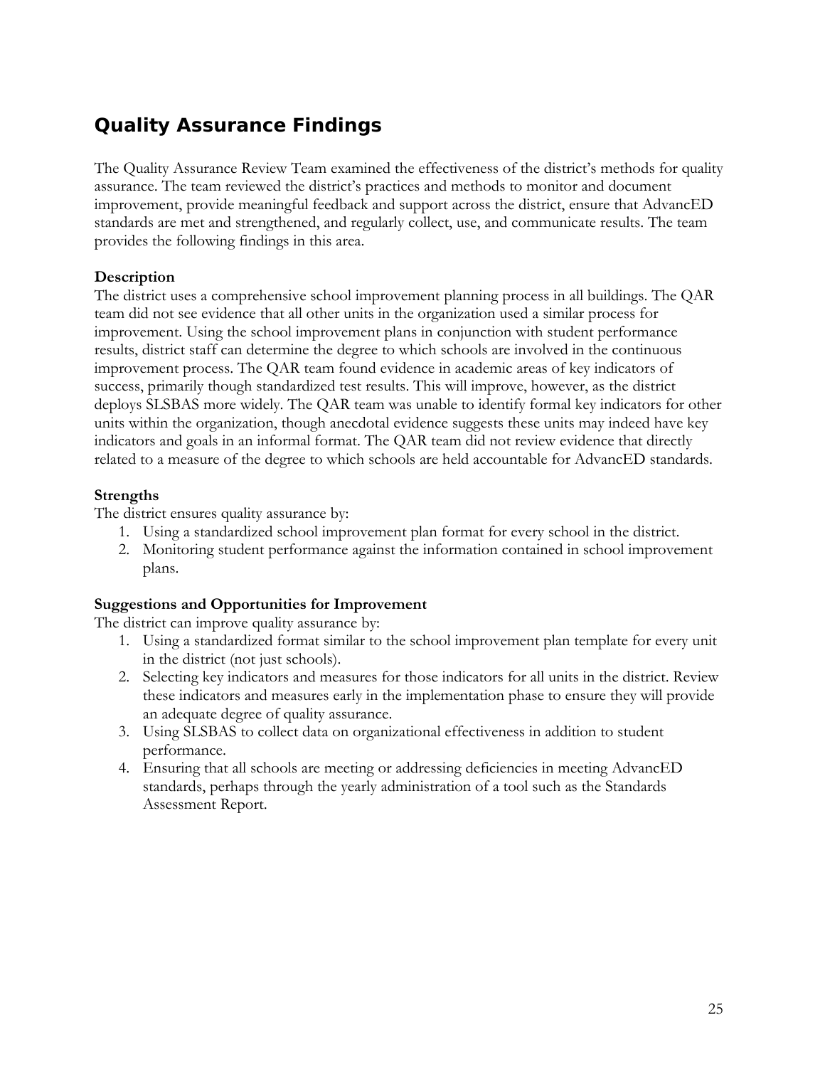## Quality Assurance Findings

The Quality Assurance Review Team examined the effectiveness of the district's methods for quality assurance. The team reviewed the district's practices and methods to monitor and document improvement, provide meaningful feedback and support across the district, ensure that AdvancED standards are met and strengthened, and regularly collect, use, and communicate results. The team provides the following findings in this area.

### Description

The district uses a comprehensive school improvement planning process in all buildings. The QAR team did not see evidence that all other units in the organization used a similar process for improvement. Using the school improvement plans in conjunction with student performance results, district staff can determine the degree to which schools are involved in the continuous improvement process. The QAR team found evidence in academic areas of key indicators of success, primarily though standardized test results. This will improve, however, as the district deploys SLSBAS more widely. The QAR team was unable to identify formal key indicators for other units within the organization, though anecdotal evidence suggests these units may indeed have key indicators and goals in an informal format. The QAR team did not review evidence that directly related to a measure of the degree to which schools are held accountable for AdvancED standards.

### Strengths

The district ensures quality assurance by:

1. Using a standardized school improvement plan format for every school in the district.
2. Monitoring student performance against the information contained in school improvement plans.

### Suggestions and Opportunities for Improvement

The district can improve quality assurance by:

1. Using a standardized format similar to the school improvement plan template for every unit in the district (not just schools).
2. Selecting key indicators and measures for those indicators for all units in the district. Review these indicators and measures early in the implementation phase to ensure they will provide an adequate degree of quality assurance.
3. Using SLSBAS to collect data on organizational effectiveness in addition to student performance.
4. Ensuring that all schools are meeting or addressing deficiencies in meeting AdvancED standards, perhaps through the yearly administration of a tool such as the Standards Assessment Report.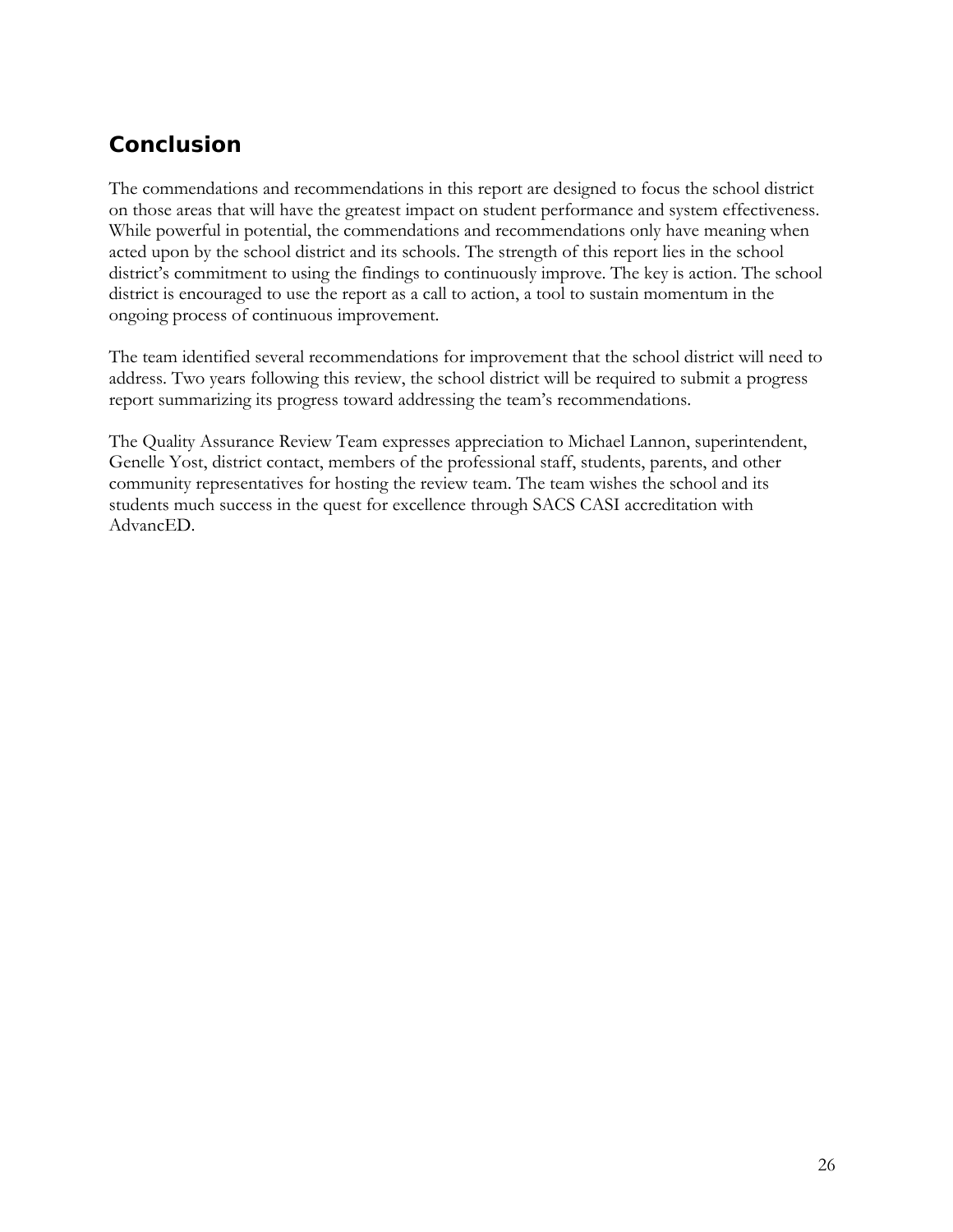## Conclusion

The commendations and recommendations in this report are designed to focus the school district on those areas that will have the greatest impact on student performance and system effectiveness. While powerful in potential, the commendations and recommendations only have meaning when acted upon by the school district and its schools. The strength of this report lies in the school district's commitment to using the findings to continuously improve. The key is action. The school district is encouraged to use the report as a call to action, a tool to sustain momentum in the ongoing process of continuous improvement.

The team identified several recommendations for improvement that the school district will need to address. Two years following this review, the school district will be required to submit a progress report summarizing its progress toward addressing the team's recommendations.

The Quality Assurance Review Team expresses appreciation to Michael Lannon, superintendent, Genelle Yost, district contact, members of the professional staff, students, parents, and other community representatives for hosting the review team. The team wishes the school and its students much success in the quest for excellence through SACS CASI accreditation with AdvancED.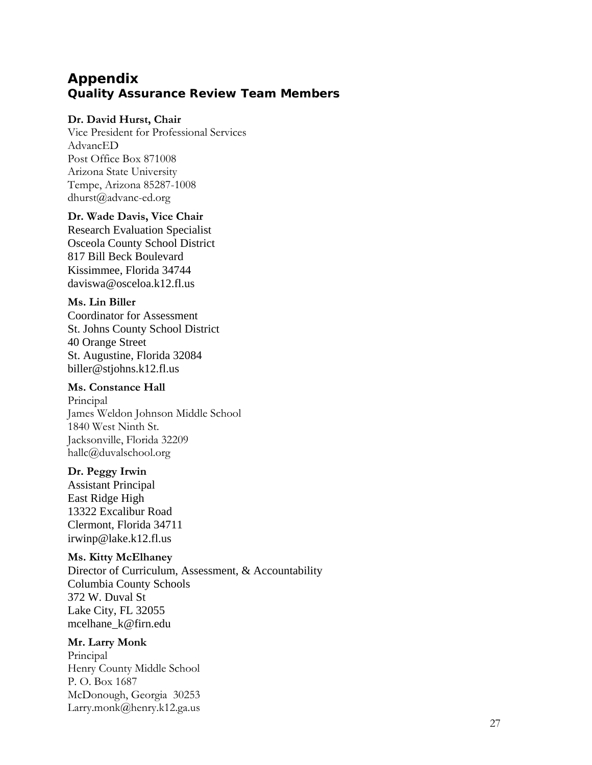# Appendix

## Quality Assurance Review Team Members

**Dr. David Hurst, Chair**
Vice President for Professional Services
AdvancED
Post Office Box 871008
Arizona State University
Tempe, Arizona 85287-1008
dhurst@advanc-ed.org

**Dr. Wade Davis, Vice Chair**
Research Evaluation Specialist
Osceola County School District
817 Bill Beck Boulevard
Kissimmee, Florida 34744
daviswa@osceloa.k12.fl.us

**Ms. Lin Biller**
Coordinator for Assessment
St. Johns County School District
40 Orange Street
St. Augustine, Florida 32084
biller@stjohns.k12.fl.us

**Ms. Constance Hall**
Principal
James Weldon Johnson Middle School
1840 West Ninth St.
Jacksonville, Florida 32209
hallc@duvalschool.org

**Dr. Peggy Irwin**
Assistant Principal
East Ridge High
13322 Excalibur Road
Clermont, Florida 34711
irwinp@lake.k12.fl.us

**Ms. Kitty McElhaney**
Director of Curriculum, Assessment, & Accountability
Columbia County Schools
372 W. Duval St
Lake City, FL 32055
mcelhane_k@firn.edu

**Mr. Larry Monk**
Principal
Henry County Middle School
P. O. Box 1687
McDonough, Georgia 30253
Larry.monk@henry.k12.ga.us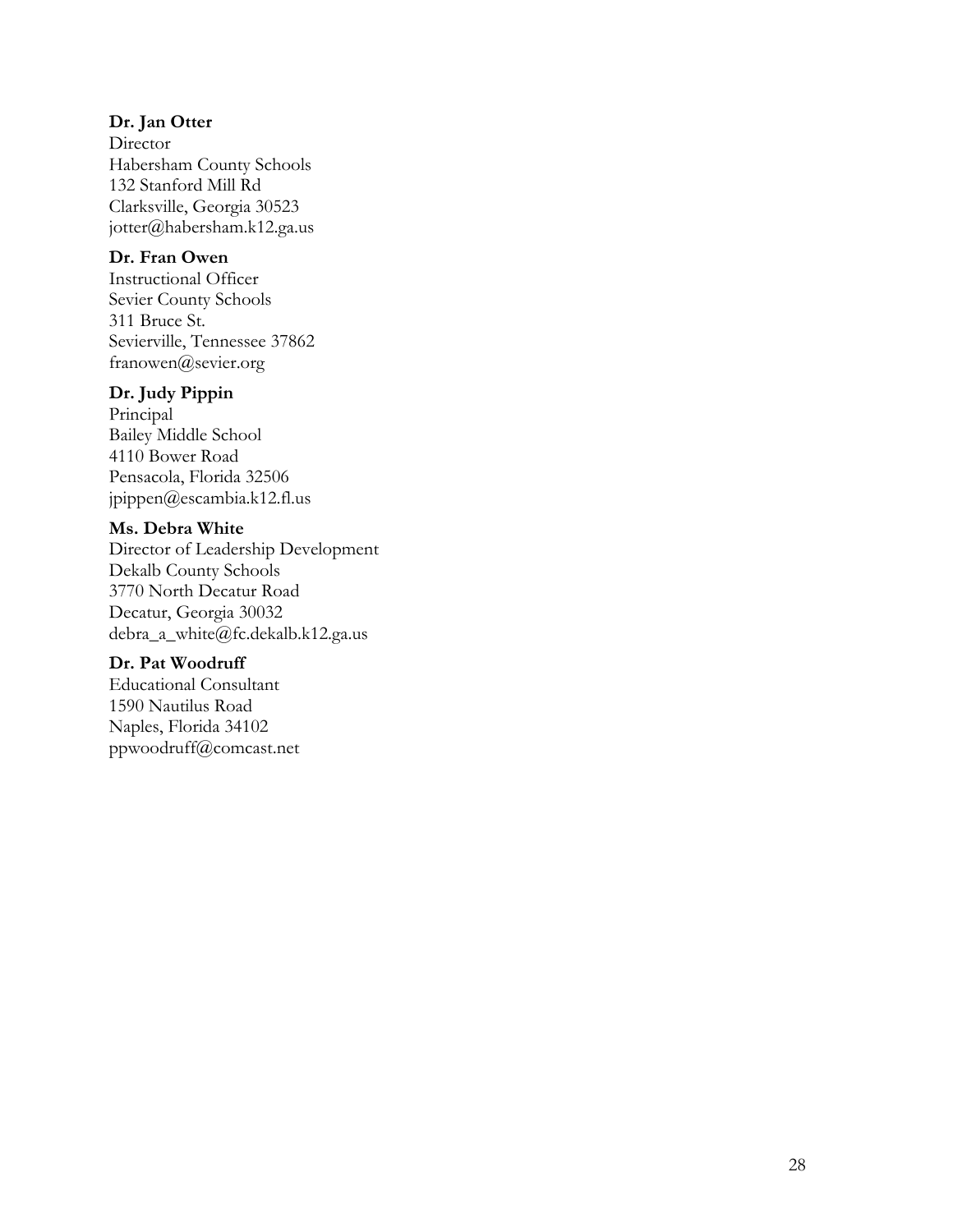**Dr. Jan Otter**
Director
Habersham County Schools
132 Stanford Mill Rd
Clarksville, Georgia 30523
jotter@habersham.k12.ga.us

**Dr. Fran Owen**
Instructional Officer
Sevier County Schools
311 Bruce St.
Sevierville, Tennessee 37862
franowen@sevier.org

**Dr. Judy Pippin**
Principal
Bailey Middle School
4110 Bower Road
Pensacola, Florida 32506
jpippen@escambia.k12.fl.us

**Ms. Debra White**
Director of Leadership Development
Dekalb County Schools
3770 North Decatur Road
Decatur, Georgia 30032
debra_a_white@fc.dekalb.k12.ga.us

**Dr. Pat Woodruff**
Educational Consultant
1590 Nautilus Road
Naples, Florida 34102
ppwoodruff@comcast.net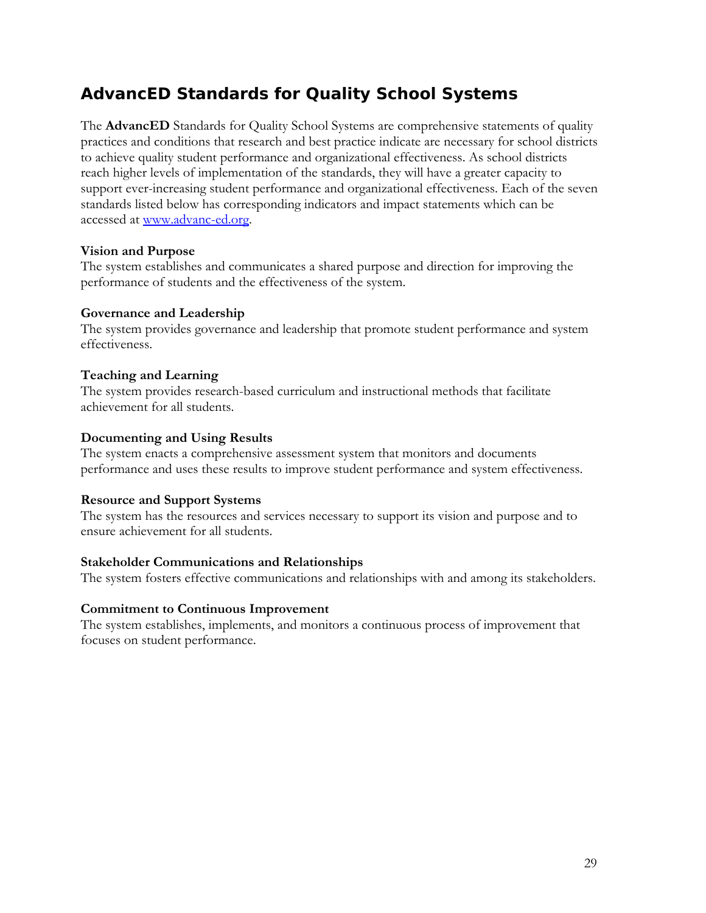## AdvancED Standards for Quality School Systems

The **AdvancED** Standards for Quality School Systems are comprehensive statements of quality practices and conditions that research and best practice indicate are necessary for school districts to achieve quality student performance and organizational effectiveness. As school districts reach higher levels of implementation of the standards, they will have a greater capacity to support ever-increasing student performance and organizational effectiveness. Each of the seven standards listed below has corresponding indicators and impact statements which can be accessed at www.advanc-ed.org.

**Vision and Purpose**
The system establishes and communicates a shared purpose and direction for improving the performance of students and the effectiveness of the system.

**Governance and Leadership**
The system provides governance and leadership that promote student performance and system effectiveness.

**Teaching and Learning**
The system provides research-based curriculum and instructional methods that facilitate achievement for all students.

**Documenting and Using Results**
The system enacts a comprehensive assessment system that monitors and documents performance and uses these results to improve student performance and system effectiveness.

**Resource and Support Systems**
The system has the resources and services necessary to support its vision and purpose and to ensure achievement for all students.

**Stakeholder Communications and Relationships**
The system fosters effective communications and relationships with and among its stakeholders.

**Commitment to Continuous Improvement**
The system establishes, implements, and monitors a continuous process of improvement that focuses on student performance.